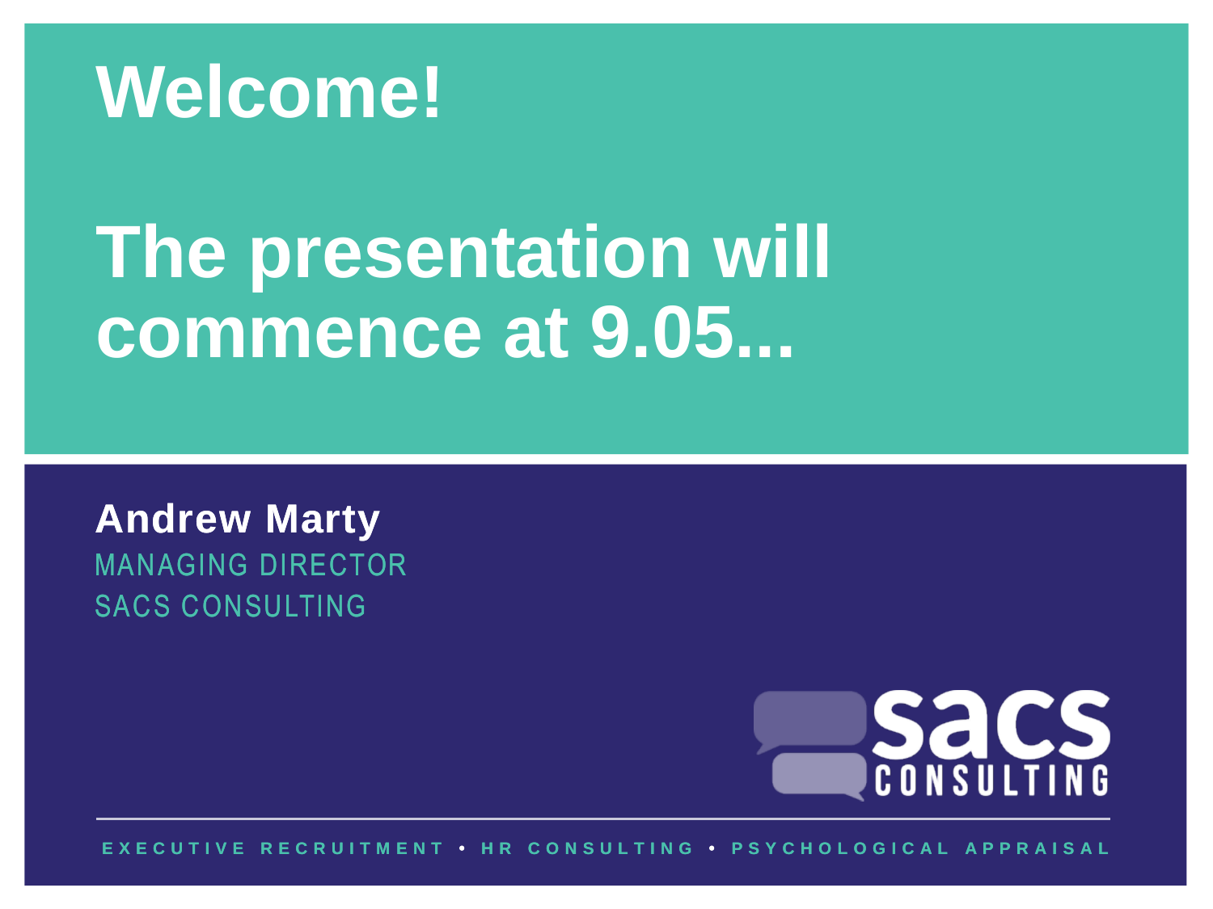# Welcome!

# The presentation will commence at 9.05...

**Andrew Marty**

MANAGING DIRECTOR

SACS CONSULTING

sacs CONSULTING

EXECUTIVE RECRUITMENT • HR CONSULTING • PSYCHOLOGICAL APPRAISAL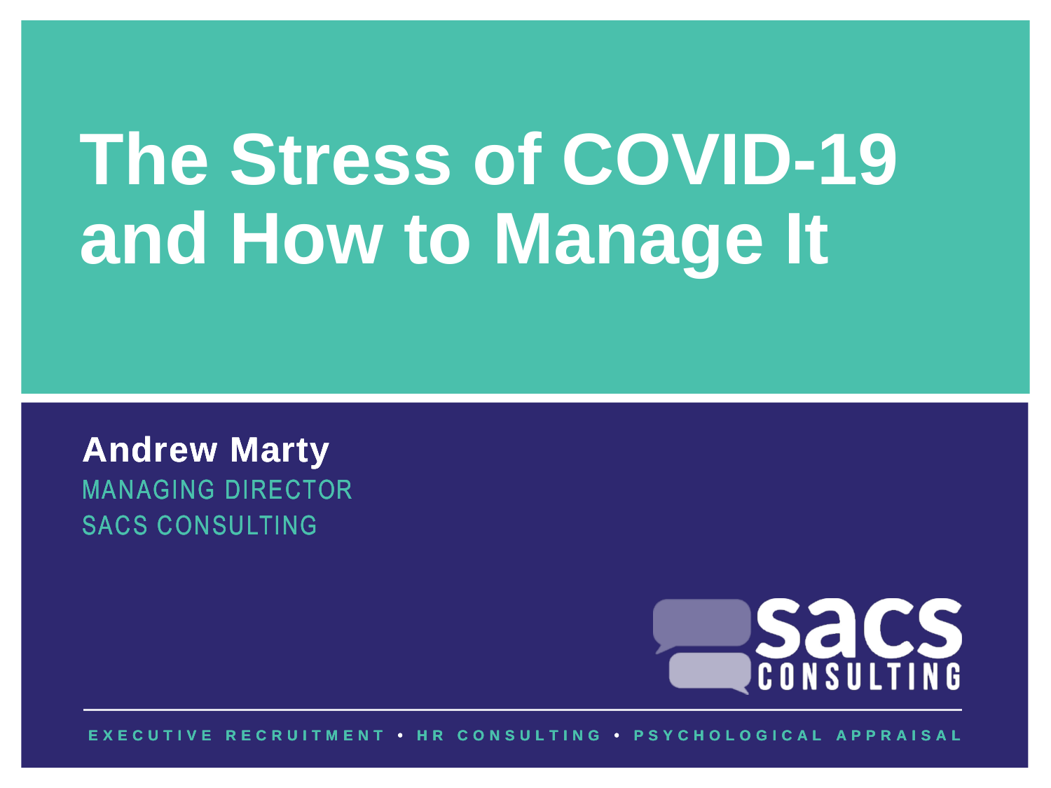# The Stress of COVID-19 and How to Manage It

**Andrew Marty**

MANAGING DIRECTOR

SACS CONSULTING

sacs CONSULTING

EXECUTIVE RECRUITMENT • HR CONSULTING • PSYCHOLOGICAL APPRAISAL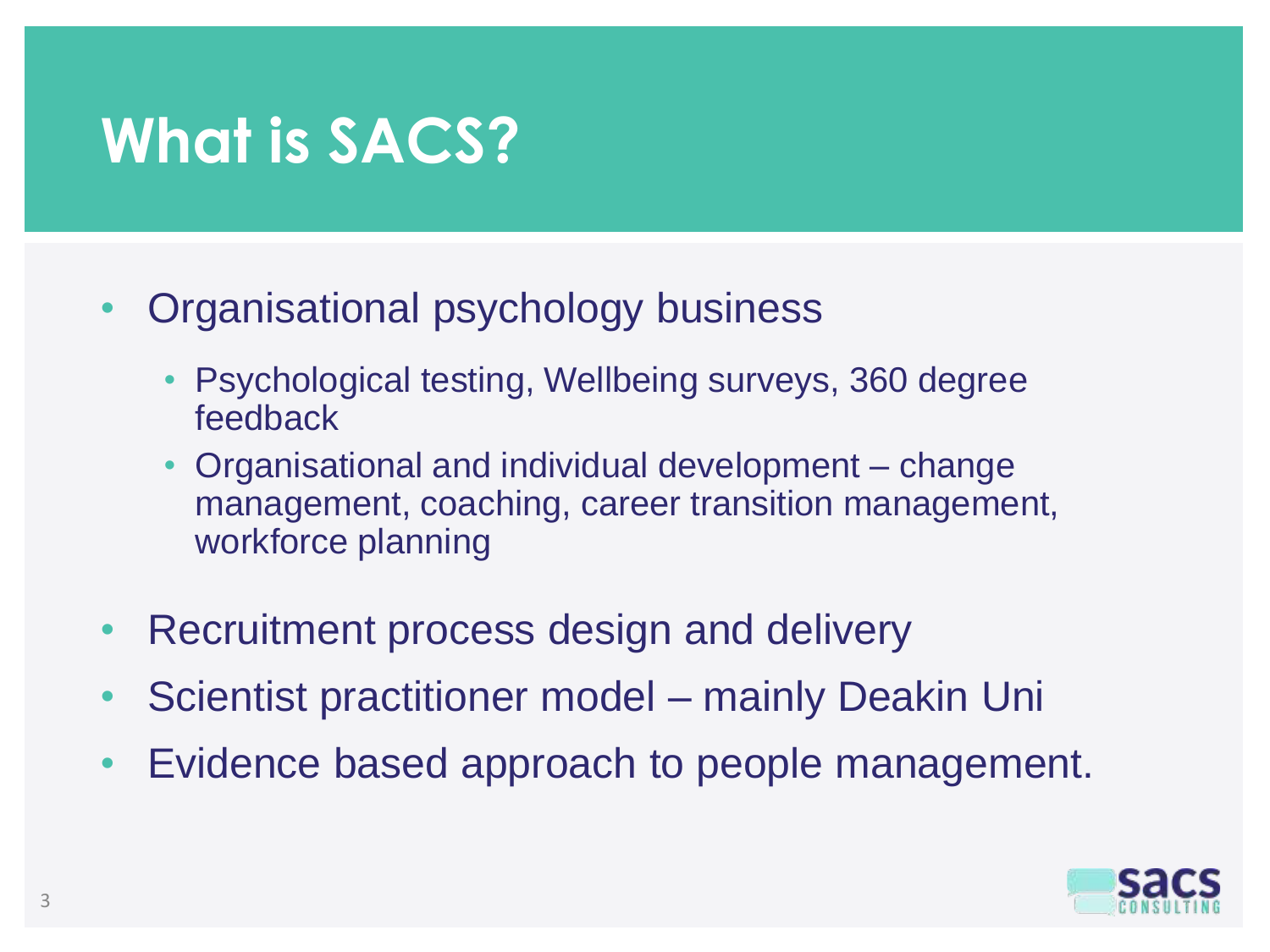# What is SACS?

- Organisational psychology business
  - Psychological testing, Wellbeing surveys, 360 degree feedback
  - Organisational and individual development – change management, coaching, career transition management, workforce planning
- Recruitment process design and delivery
- Scientist practitioner model – mainly Deakin Uni
- Evidence based approach to people management.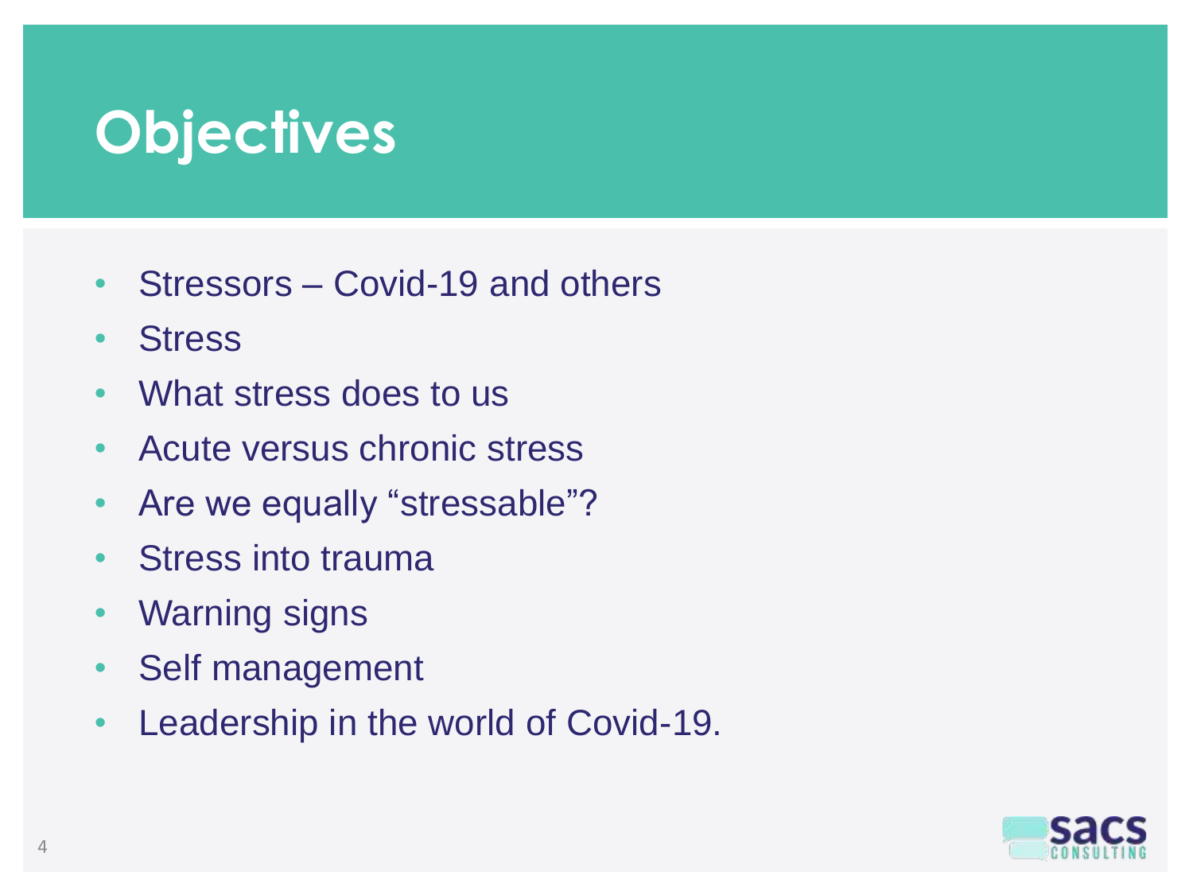# Objectives

- Stressors – Covid-19 and others
- Stress
- What stress does to us
- Acute versus chronic stress
- Are we equally "stressable"?
- Stress into trauma
- Warning signs
- Self management
- Leadership in the world of Covid-19.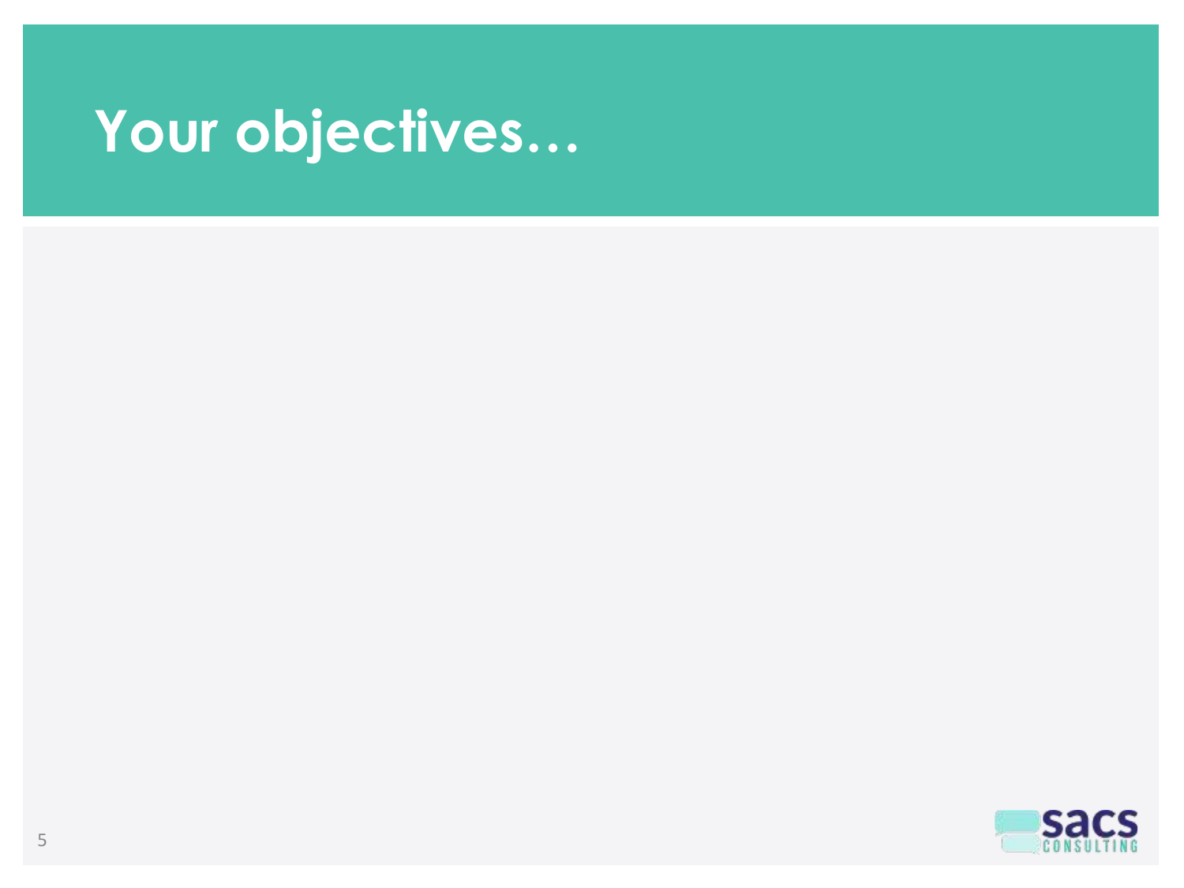# Your objectives…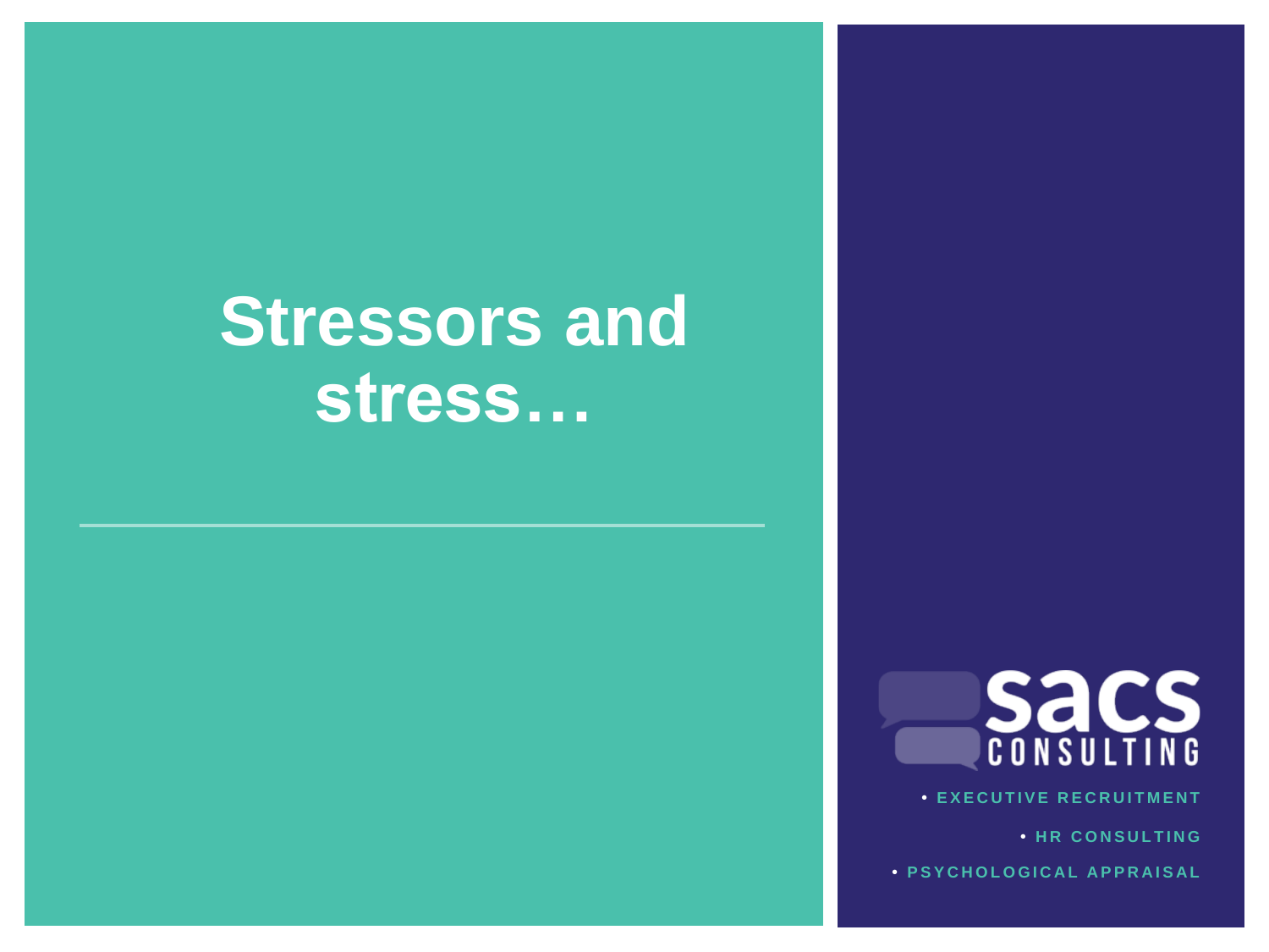# Stressors and stress…

sacs CONSULTING

- EXECUTIVE RECRUITMENT
- HR CONSULTING
- PSYCHOLOGICAL APPRAISAL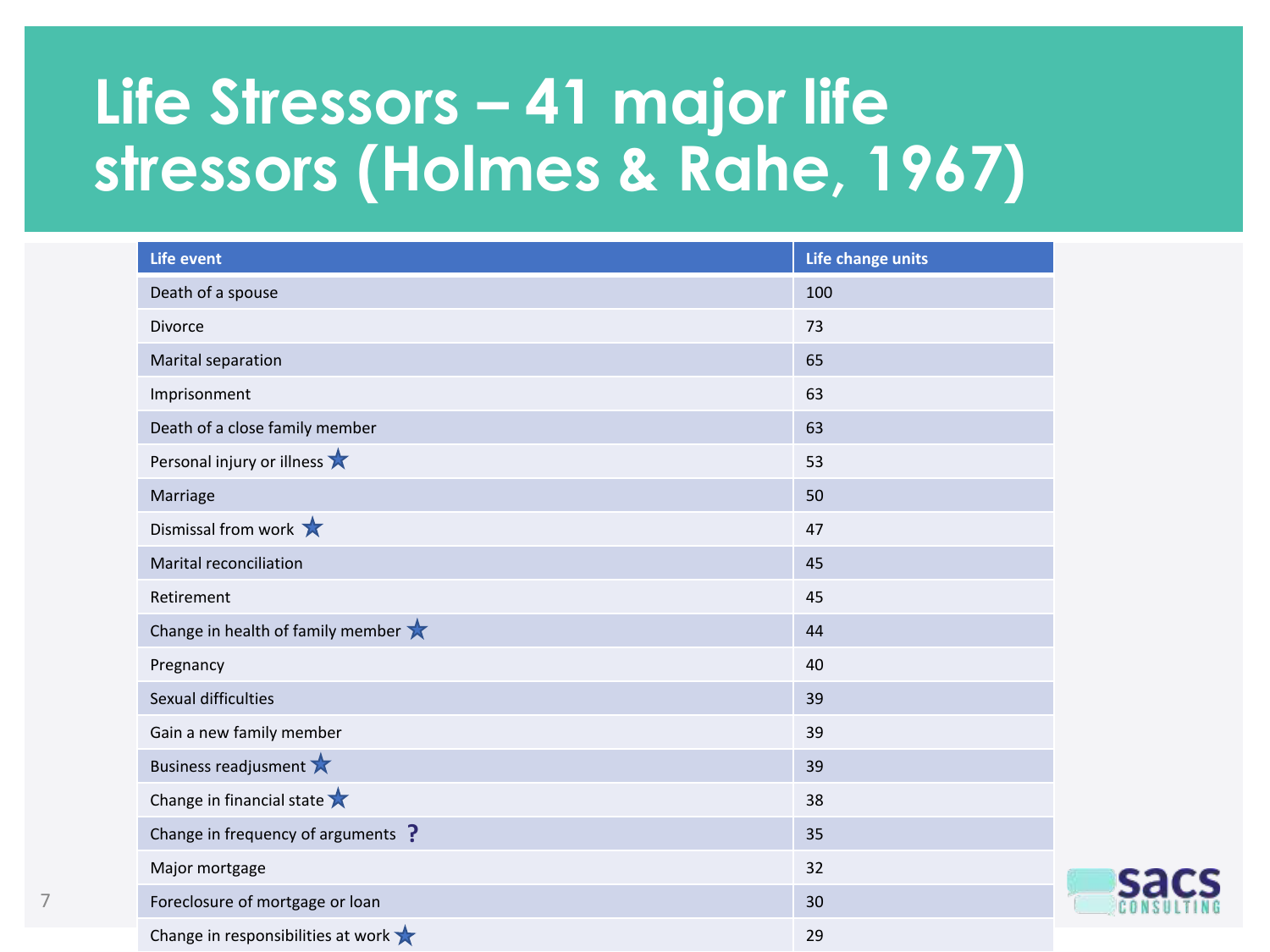# Life Stressors – 41 major life stressors (Holmes & Rahe, 1967)

| Life event | Life change units |
|---|---|
| Death of a spouse | 100 |
| Divorce | 73 |
| Marital separation | 65 |
| Imprisonment | 63 |
| Death of a close family member | 63 |
| Personal injury or illness ★ | 53 |
| Marriage | 50 |
| Dismissal from work ★ | 47 |
| Marital reconciliation | 45 |
| Retirement | 45 |
| Change in health of family member ★ | 44 |
| Pregnancy | 40 |
| Sexual difficulties | 39 |
| Gain a new family member | 39 |
| Business readjusment ★ | 39 |
| Change in financial state ★ | 38 |
| Change in frequency of arguments ? | 35 |
| Major mortgage | 32 |
| Foreclosure of mortgage or loan | 30 |
| Change in responsibilities at work ★ | 29 |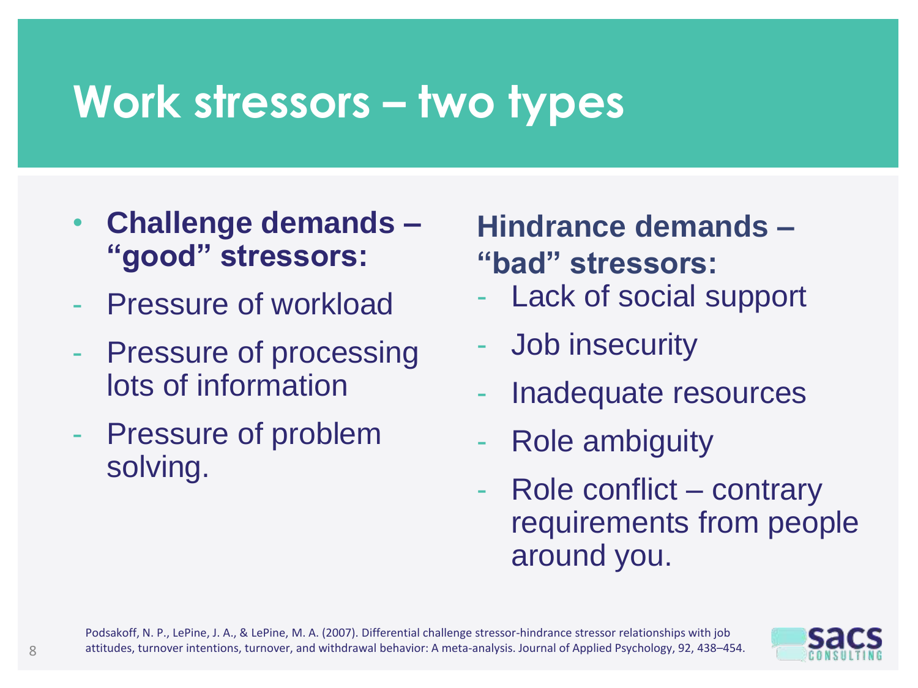# Work stressors – two types

- **Challenge demands – "good" stressors:**
  - Pressure of workload
  - Pressure of processing lots of information
  - Pressure of problem solving.

**Hindrance demands – "bad" stressors:**

- Lack of social support
- Job insecurity
- Inadequate resources
- Role ambiguity
- Role conflict – contrary requirements from people around you.

Podsakoff, N. P., LePine, J. A., & LePine, M. A. (2007). Differential challenge stressor-hindrance stressor relationships with job attitudes, turnover intentions, turnover, and withdrawal behavior: A meta-analysis. Journal of Applied Psychology, 92, 438–454.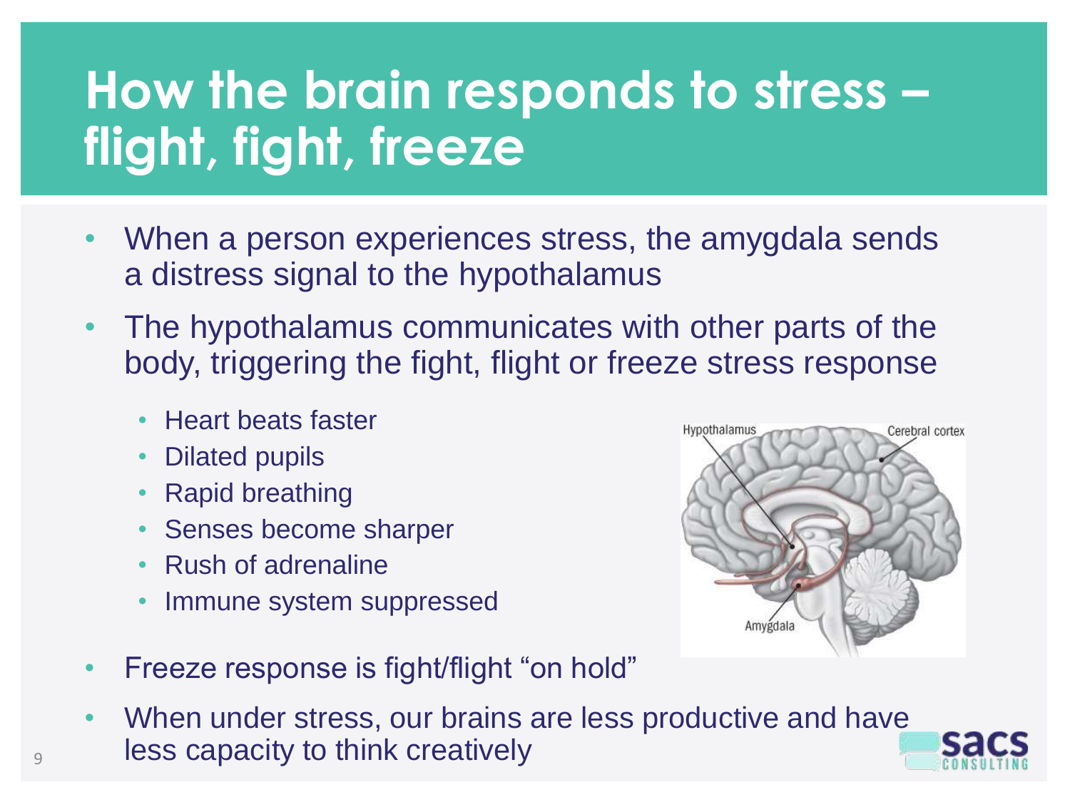# How the brain responds to stress – flight, fight, freeze

- When a person experiences stress, the amygdala sends a distress signal to the hypothalamus
- The hypothalamus communicates with other parts of the body, triggering the fight, flight or freeze stress response
  - Heart beats faster
  - Dilated pupils
  - Rapid breathing
  - Senses become sharper
  - Rush of adrenaline
  - Immune system suppressed
- Freeze response is fight/flight "on hold"
- When under stress, our brains are less productive and have less capacity to think creatively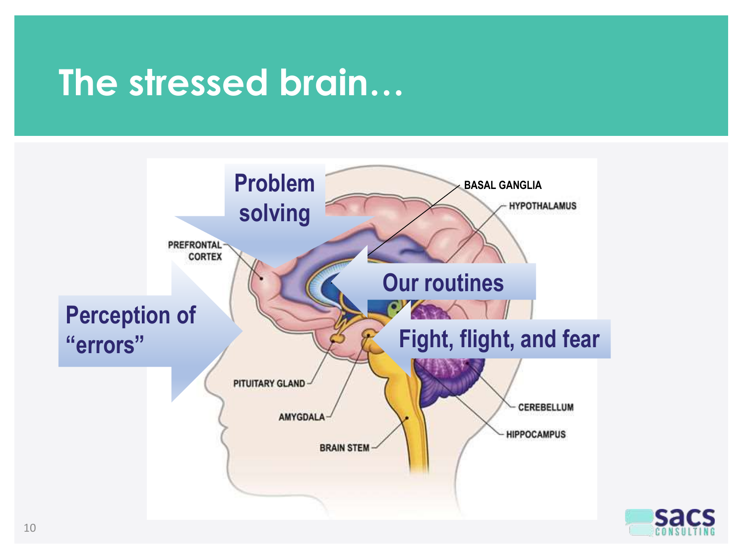# The stressed brain…

Problem solving

Perception of "errors"

Our routines

Fight, flight, and fear

PREFRONTAL CORTEX

BASAL GANGLIA

HYPOTHALAMUS

PITUITARY GLAND

AMYGDALA

BRAIN STEM

CEREBELLUM

HIPPOCAMPUS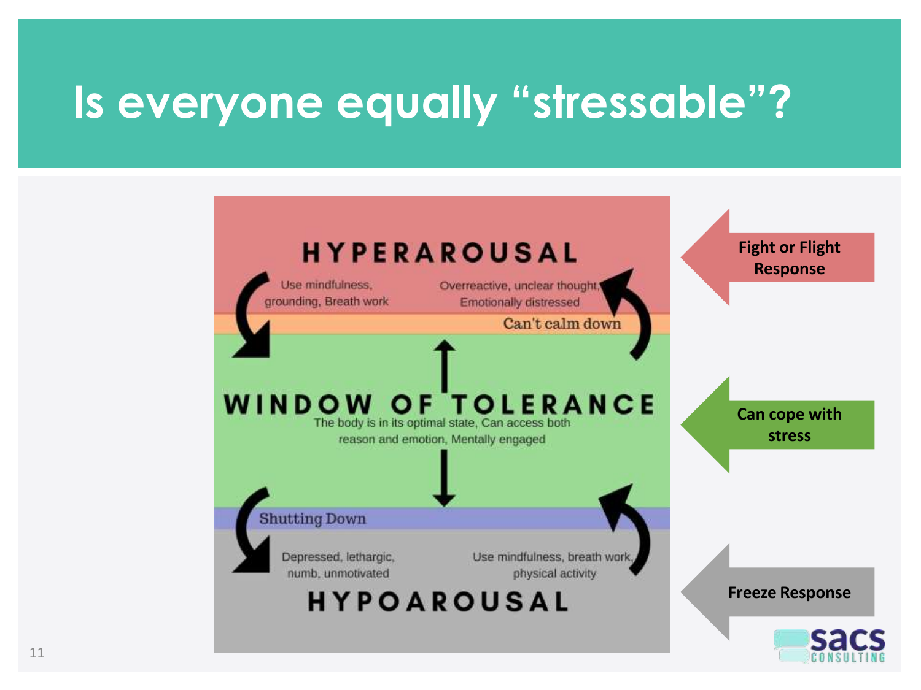# Is everyone equally "stressable"?

**HYPERAROUSAL**

Use mindfulness, grounding, Breath work

Overreactive, unclear thought, Emotionally distressed

Can't calm down

**WINDOW OF TOLERANCE**

The body is in its optimal state, Can access both reason and emotion, Mentally engaged

Shutting Down

Depressed, lethargic, numb, unmotivated

Use mindfulness, breath work, physical activity

**HYPOAROUSAL**

**Fight or Flight Response**

**Can cope with stress**

**Freeze Response**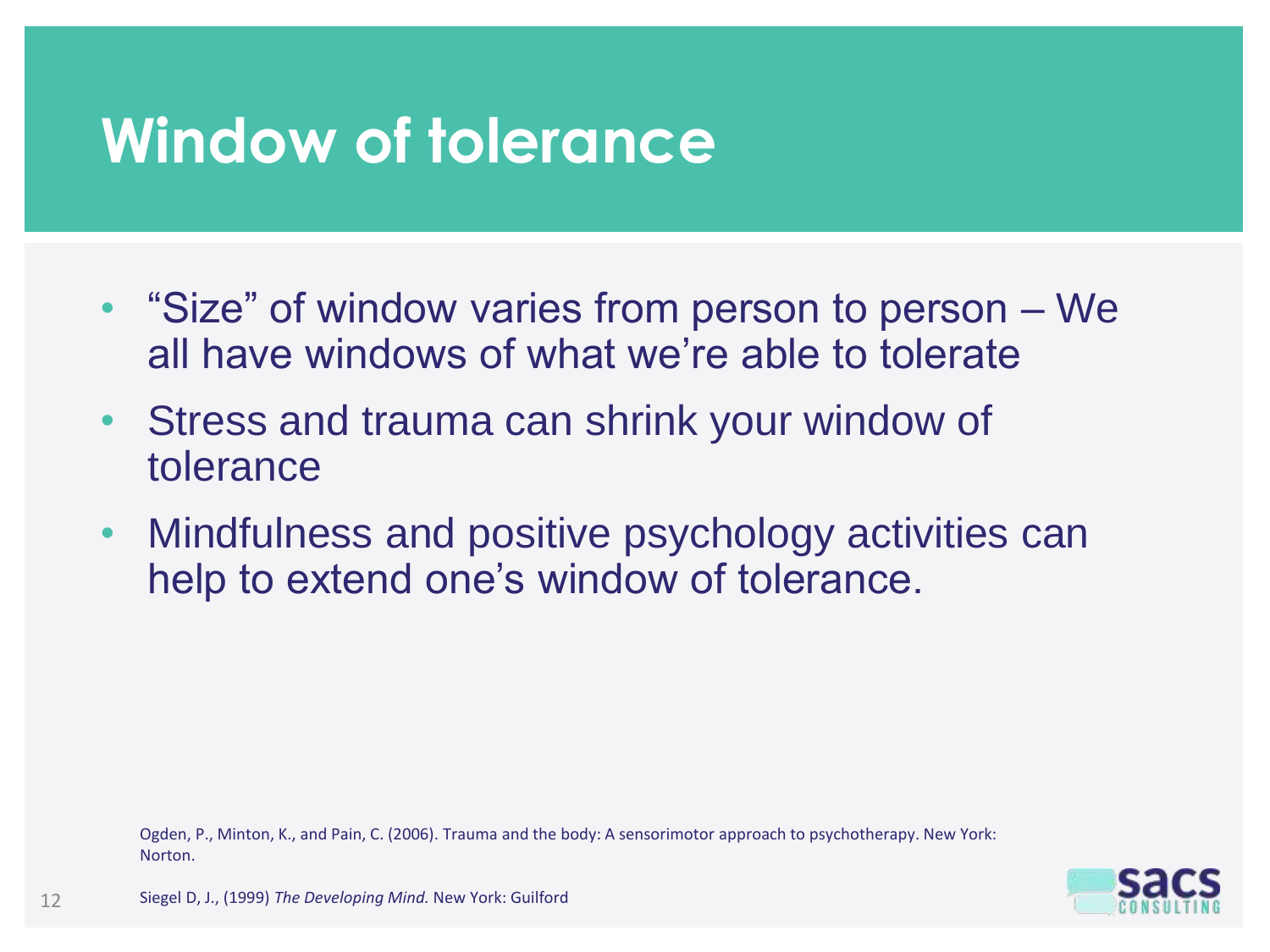# Window of tolerance

- "Size" of window varies from person to person – We all have windows of what we're able to tolerate
- Stress and trauma can shrink your window of tolerance
- Mindfulness and positive psychology activities can help to extend one's window of tolerance.

Ogden, P., Minton, K., and Pain, C. (2006). Trauma and the body: A sensorimotor approach to psychotherapy. New York: Norton.

Siegel D, J., (1999) *The Developing Mind.* New York: Guilford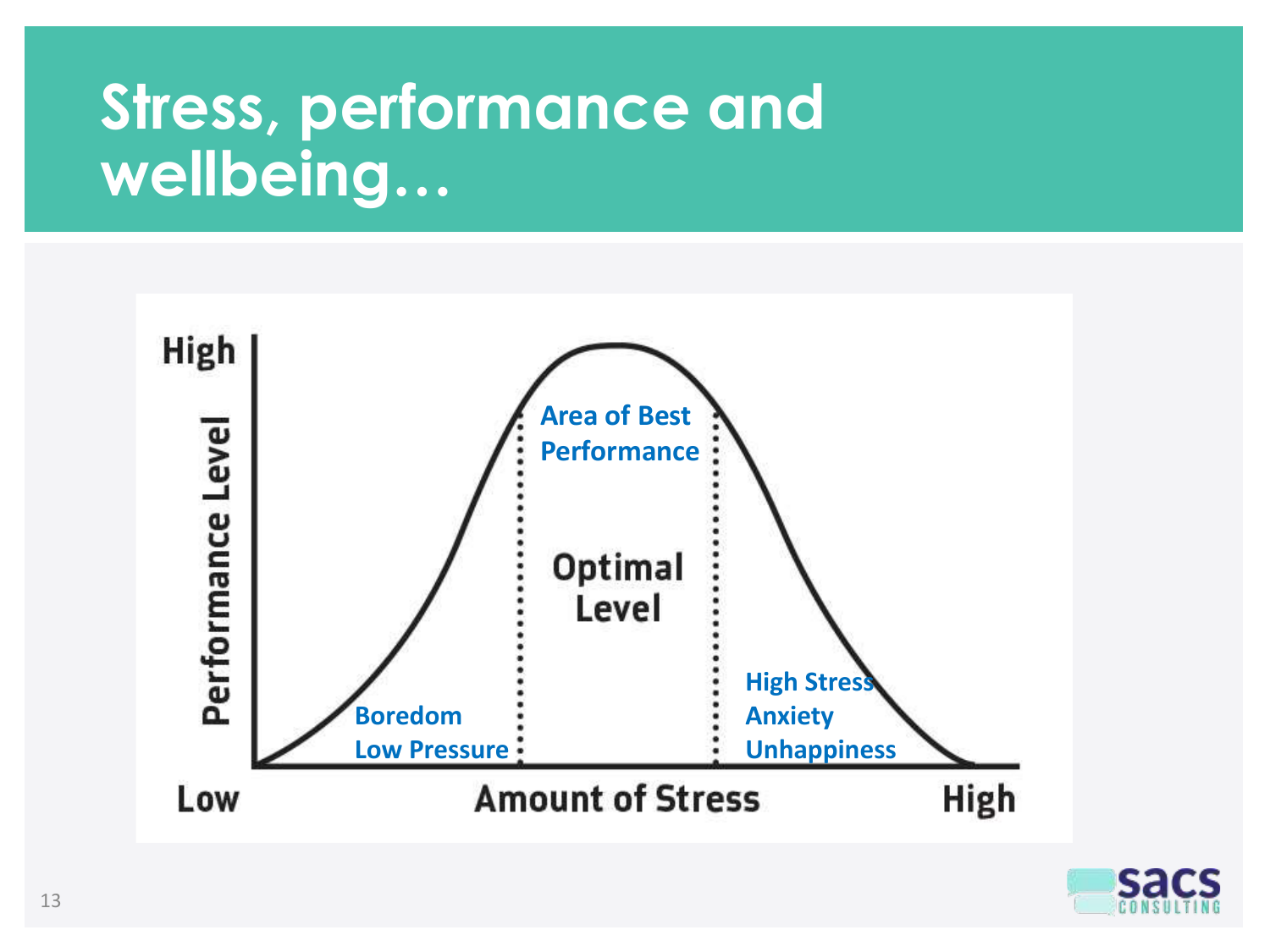# Stress, performance and wellbeing…

Performance Level

High

Low

Amount of Stress

High

Area of Best Performance

Optimal Level

Boredom
Low Pressure

High Stress
Anxiety
Unhappiness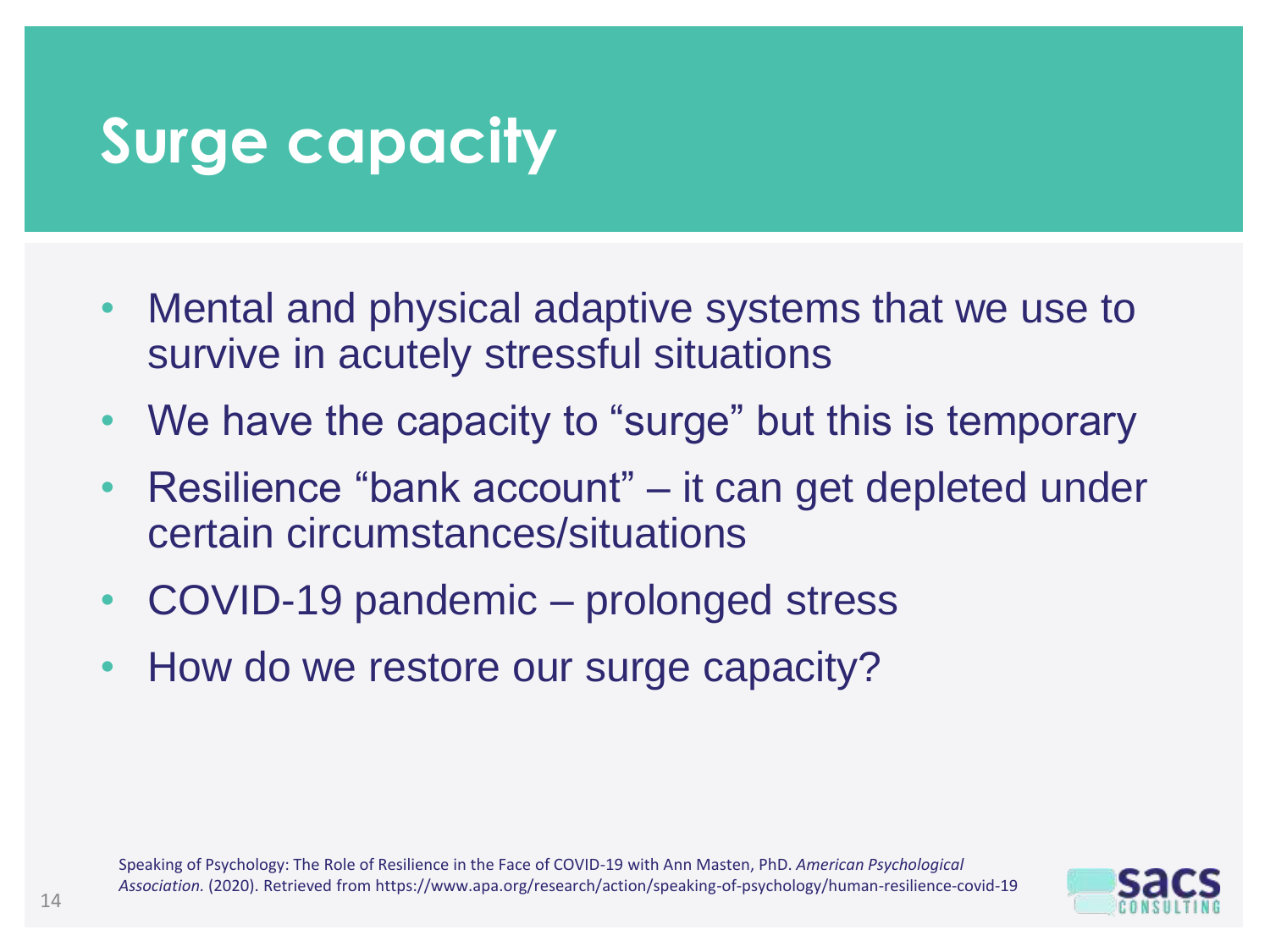# Surge capacity

- Mental and physical adaptive systems that we use to survive in acutely stressful situations
- We have the capacity to “surge” but this is temporary
- Resilience “bank account” – it can get depleted under certain circumstances/situations
- COVID-19 pandemic – prolonged stress
- How do we restore our surge capacity?

Speaking of Psychology: The Role of Resilience in the Face of COVID-19 with Ann Masten, PhD. *American Psychological Association.* (2020). Retrieved from https://www.apa.org/research/action/speaking-of-psychology/human-resilience-covid-19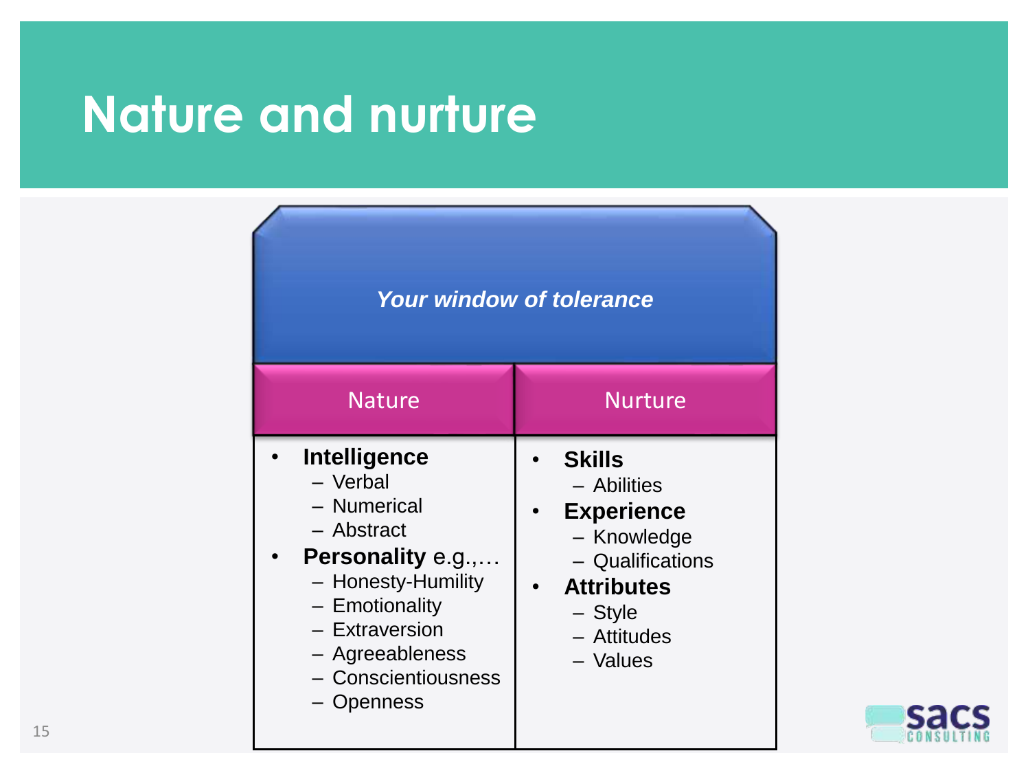# Nature and nurture

*Your window of tolerance*

| Nature | Nurture |
|---|---|
| • **Intelligence**<br>– Verbal<br>– Numerical<br>– Abstract<br>• **Personality** e.g.,…<br>– Honesty-Humility<br>– Emotionality<br>– Extraversion<br>– Agreeableness<br>– Conscientiousness<br>– Openness | • **Skills**<br>– Abilities<br>• **Experience**<br>– Knowledge<br>– Qualifications<br>• **Attributes**<br>– Style<br>– Attitudes<br>– Values |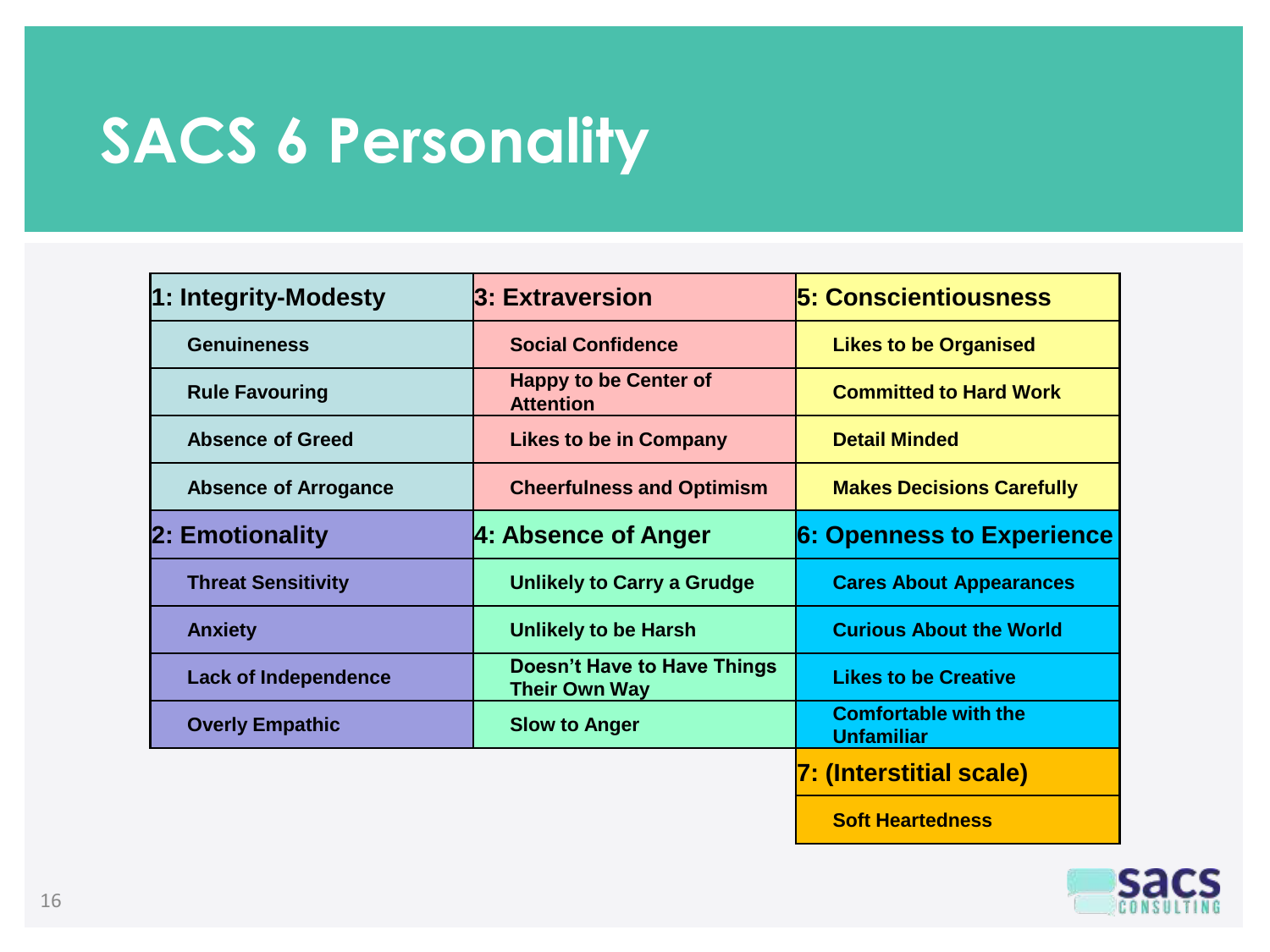# SACS 6 Personality

| 1: Integrity-Modesty | 3: Extraversion | 5: Conscientiousness |
|---|---|---|
| Genuineness | Social Confidence | Likes to be Organised |
| Rule Favouring | Happy to be Center of Attention | Committed to Hard Work |
| Absence of Greed | Likes to be in Company | Detail Minded |
| Absence of Arrogance | Cheerfulness and Optimism | Makes Decisions Carefully |
| **2: Emotionality** | **4: Absence of Anger** | **6: Openness to Experience** |
| Threat Sensitivity | Unlikely to Carry a Grudge | Cares About Appearances |
| Anxiety | Unlikely to be Harsh | Curious About the World |
| Lack of Independence | Doesn't Have to Have Things Their Own Way | Likes to be Creative |
| Overly Empathic | Slow to Anger | Comfortable with the Unfamiliar |
| | | **7: (Interstitial scale)** |
| | | Soft Heartedness |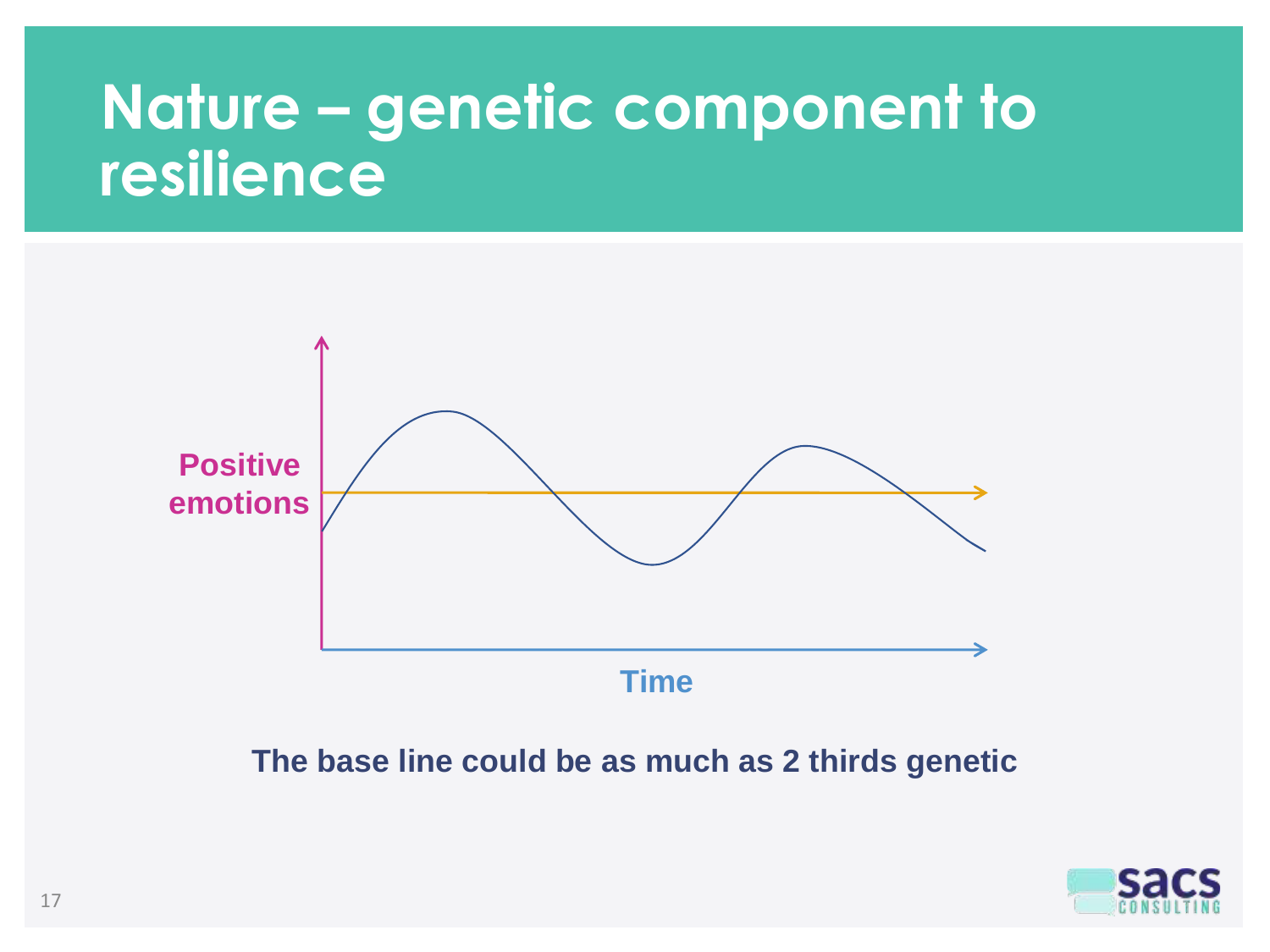# Nature – genetic component to resilience

Positive emotions

Time

**The base line could be as much as 2 thirds genetic**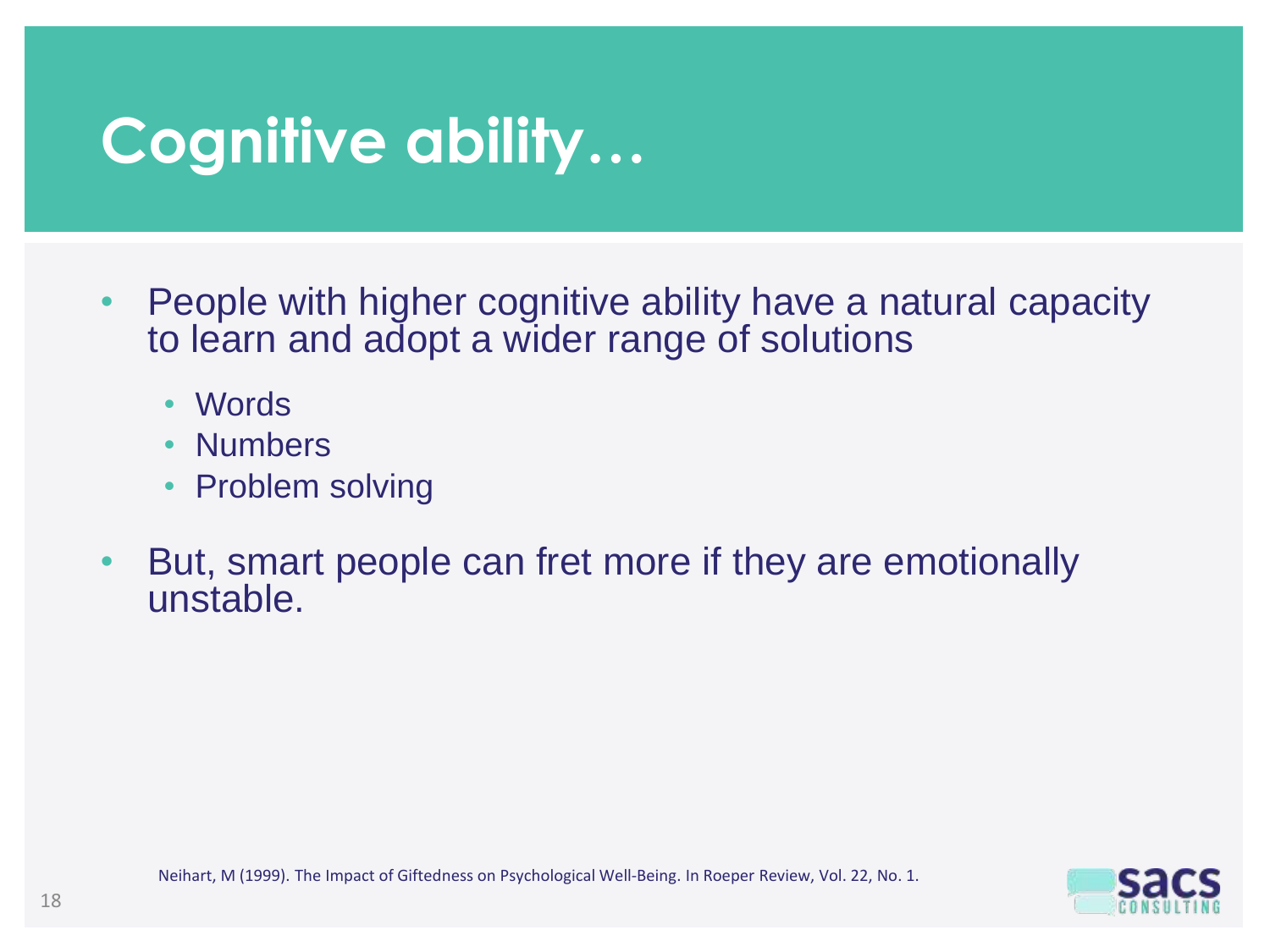# Cognitive ability…

- People with higher cognitive ability have a natural capacity to learn and adopt a wider range of solutions
  - Words
  - Numbers
  - Problem solving
- But, smart people can fret more if they are emotionally unstable.

Neihart, M (1999). The Impact of Giftedness on Psychological Well-Being. In Roeper Review, Vol. 22, No. 1.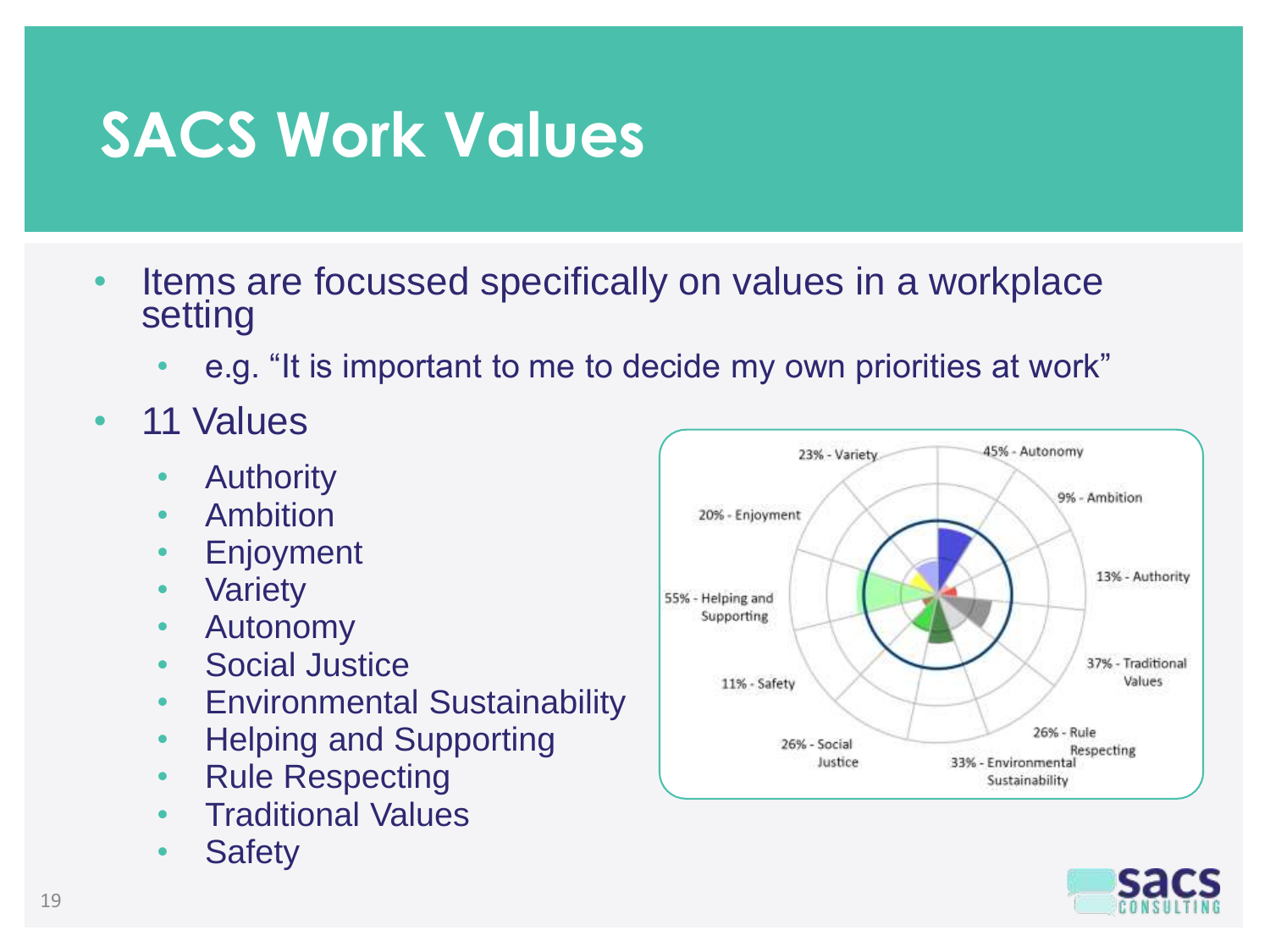# SACS Work Values

- Items are focussed specifically on values in a workplace setting
  - e.g. “It is important to me to decide my own priorities at work”
- 11 Values
  - Authority
  - Ambition
  - Enjoyment
  - Variety
  - Autonomy
  - Social Justice
  - Environmental Sustainability
  - Helping and Supporting
  - Rule Respecting
  - Traditional Values
  - Safety

23% - Variety
45% - Autonomy
9% - Ambition
20% - Enjoyment
13% - Authority
55% - Helping and Supporting
37% - Traditional Values
11% - Safety
26% - Rule Respecting
26% - Social Justice
33% - Environmental Sustainability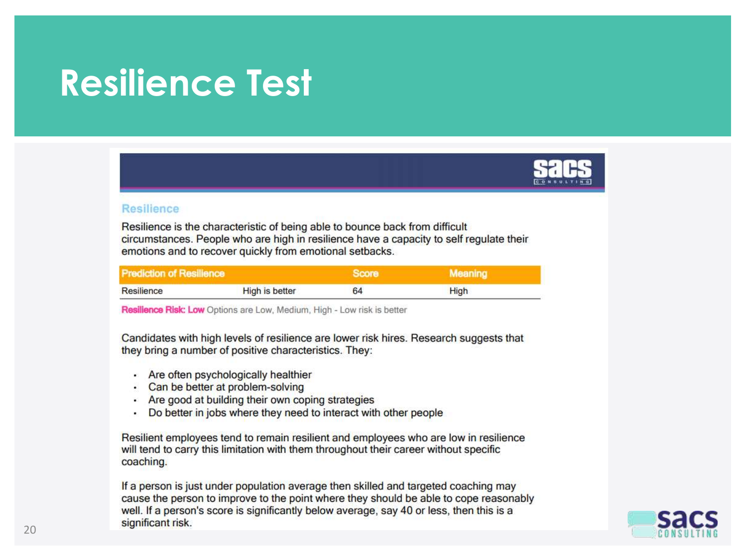# Resilience Test

## Resilience

Resilience is the characteristic of being able to bounce back from difficult circumstances. People who are high in resilience have a capacity to self regulate their emotions and to recover quickly from emotional setbacks.

| Prediction of Resilience | | Score | Meaning |
|---|---|---|---|
| Resilience | High is better | 64 | High |

**Resilience Risk: Low** Options are Low, Medium, High - Low risk is better

Candidates with high levels of resilience are lower risk hires. Research suggests that they bring a number of positive characteristics. They:

- Are often psychologically healthier
- Can be better at problem-solving
- Are good at building their own coping strategies
- Do better in jobs where they need to interact with other people

Resilient employees tend to remain resilient and employees who are low in resilience will tend to carry this limitation with them throughout their career without specific coaching.

If a person is just under population average then skilled and targeted coaching may cause the person to improve to the point where they should be able to cope reasonably well. If a person's score is significantly below average, say 40 or less, then this is a significant risk.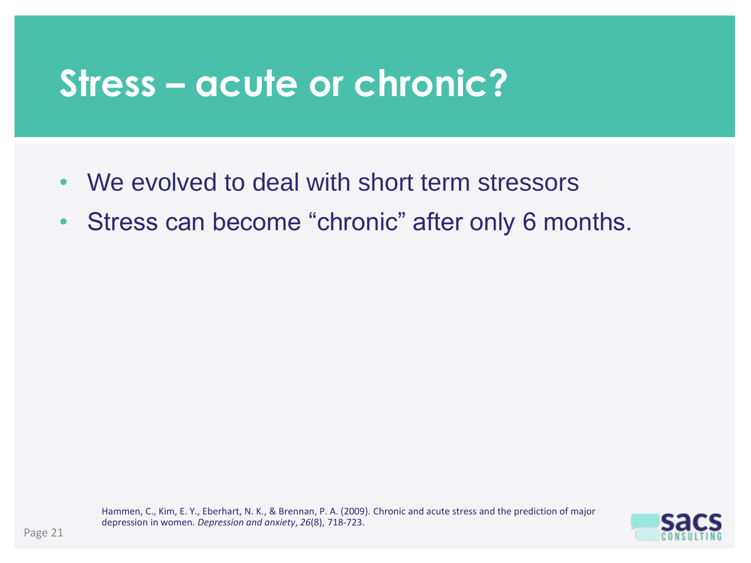# Stress – acute or chronic?

- We evolved to deal with short term stressors
- Stress can become “chronic” after only 6 months.

Hammen, C., Kim, E. Y., Eberhart, N. K., & Brennan, P. A. (2009). Chronic and acute stress and the prediction of major depression in women. *Depression and anxiety*, *26*(8), 718-723.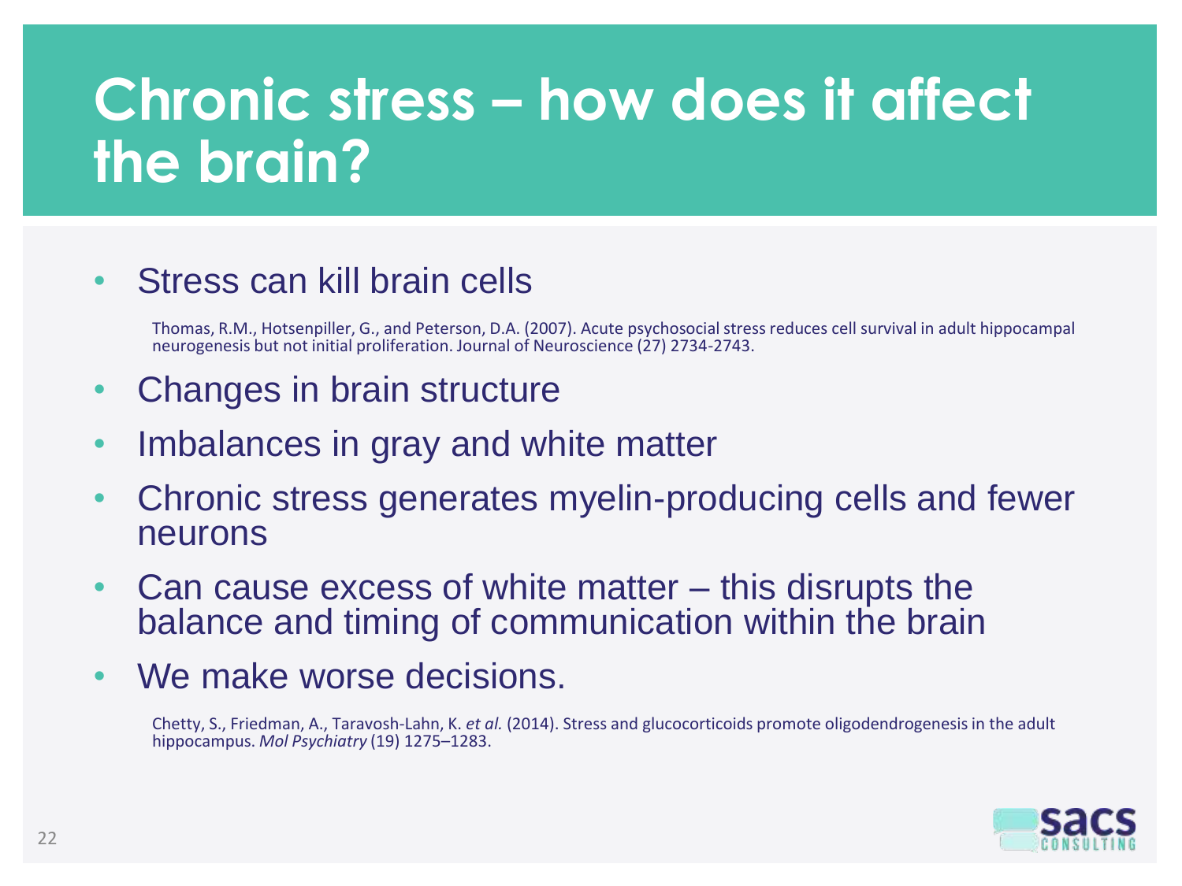# Chronic stress – how does it affect the brain?

- Stress can kill brain cells

  Thomas, R.M., Hotsenpiller, G., and Peterson, D.A. (2007). Acute psychosocial stress reduces cell survival in adult hippocampal neurogenesis but not initial proliferation. Journal of Neuroscience (27) 2734-2743.

- Changes in brain structure
- Imbalances in gray and white matter
- Chronic stress generates myelin-producing cells and fewer neurons
- Can cause excess of white matter – this disrupts the balance and timing of communication within the brain
- We make worse decisions.

  Chetty, S., Friedman, A., Taravosh-Lahn, K. *et al.* (2014). Stress and glucocorticoids promote oligodendrogenesis in the adult hippocampus. *Mol Psychiatry* (19) 1275–1283.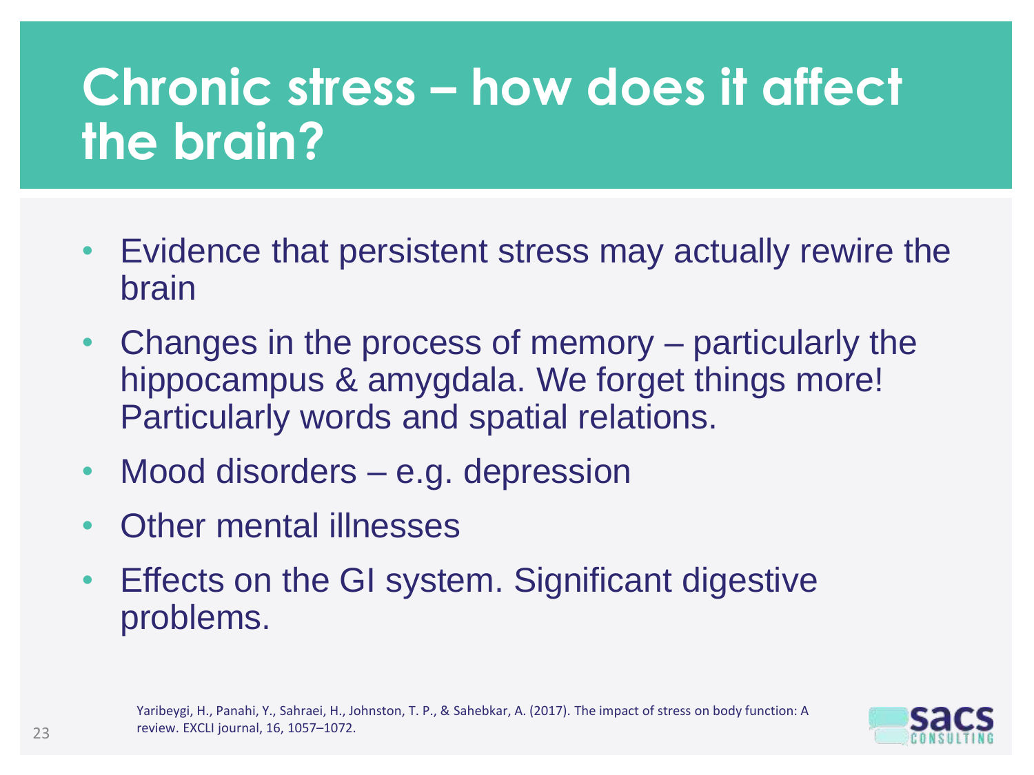# Chronic stress – how does it affect the brain?

- Evidence that persistent stress may actually rewire the brain
- Changes in the process of memory – particularly the hippocampus & amygdala. We forget things more! Particularly words and spatial relations.
- Mood disorders – e.g. depression
- Other mental illnesses
- Effects on the GI system. Significant digestive problems.

Yaribeygi, H., Panahi, Y., Sahraei, H., Johnston, T. P., & Sahebkar, A. (2017). The impact of stress on body function: A review. EXCLI journal, 16, 1057–1072.

SACS CONSULTING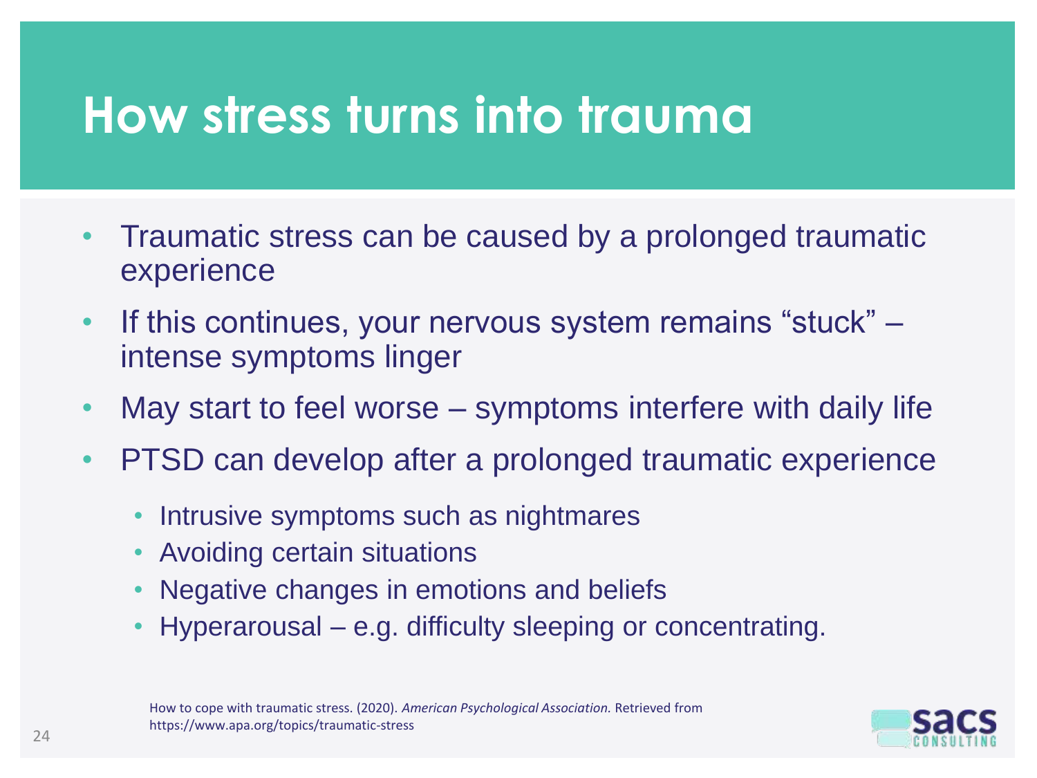# How stress turns into trauma

- Traumatic stress can be caused by a prolonged traumatic experience
- If this continues, your nervous system remains "stuck" – intense symptoms linger
- May start to feel worse – symptoms interfere with daily life
- PTSD can develop after a prolonged traumatic experience
  - Intrusive symptoms such as nightmares
  - Avoiding certain situations
  - Negative changes in emotions and beliefs
  - Hyperarousal – e.g. difficulty sleeping or concentrating.

How to cope with traumatic stress. (2020). *American Psychological Association.* Retrieved from https://www.apa.org/topics/traumatic-stress

SACS CONSULTING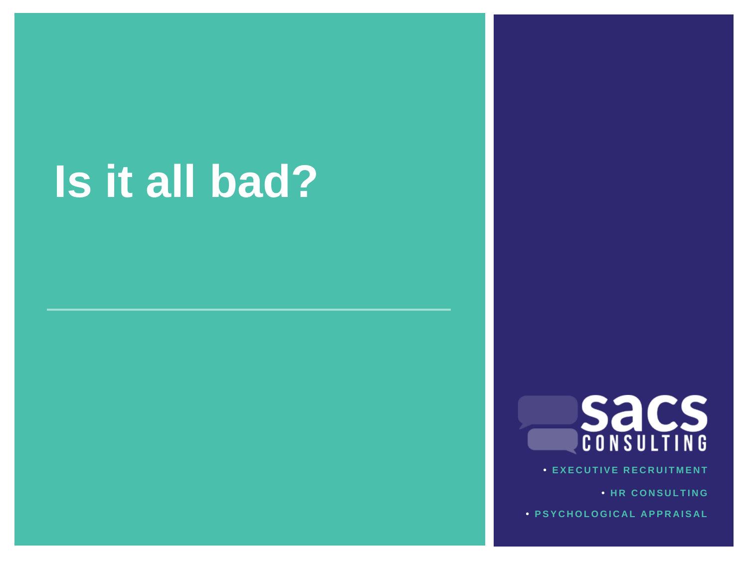# Is it all bad?

sacs CONSULTING

- EXECUTIVE RECRUITMENT
- HR CONSULTING
- PSYCHOLOGICAL APPRAISAL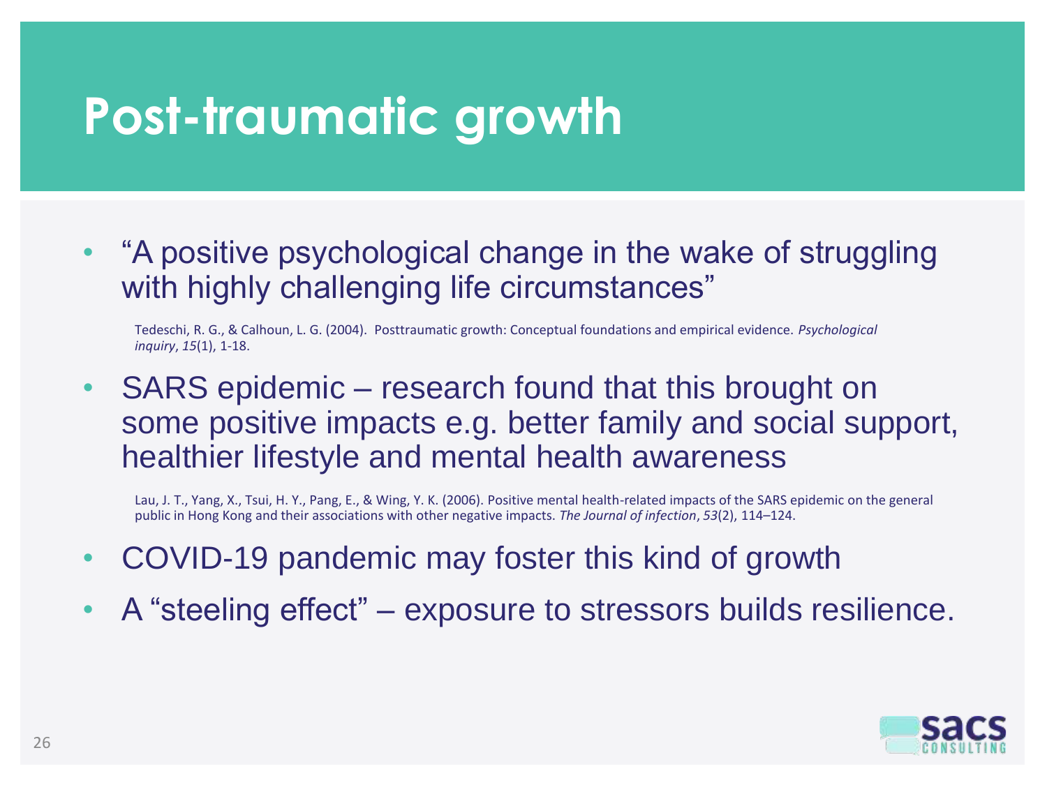# Post-traumatic growth

- "A positive psychological change in the wake of struggling with highly challenging life circumstances"

  Tedeschi, R. G., & Calhoun, L. G. (2004). Posttraumatic growth: Conceptual foundations and empirical evidence. *Psychological inquiry*, *15*(1), 1-18.

- SARS epidemic – research found that this brought on some positive impacts e.g. better family and social support, healthier lifestyle and mental health awareness

  Lau, J. T., Yang, X., Tsui, H. Y., Pang, E., & Wing, Y. K. (2006). Positive mental health-related impacts of the SARS epidemic on the general public in Hong Kong and their associations with other negative impacts. *The Journal of infection*, *53*(2), 114–124.

- COVID-19 pandemic may foster this kind of growth
- A "steeling effect" – exposure to stressors builds resilience.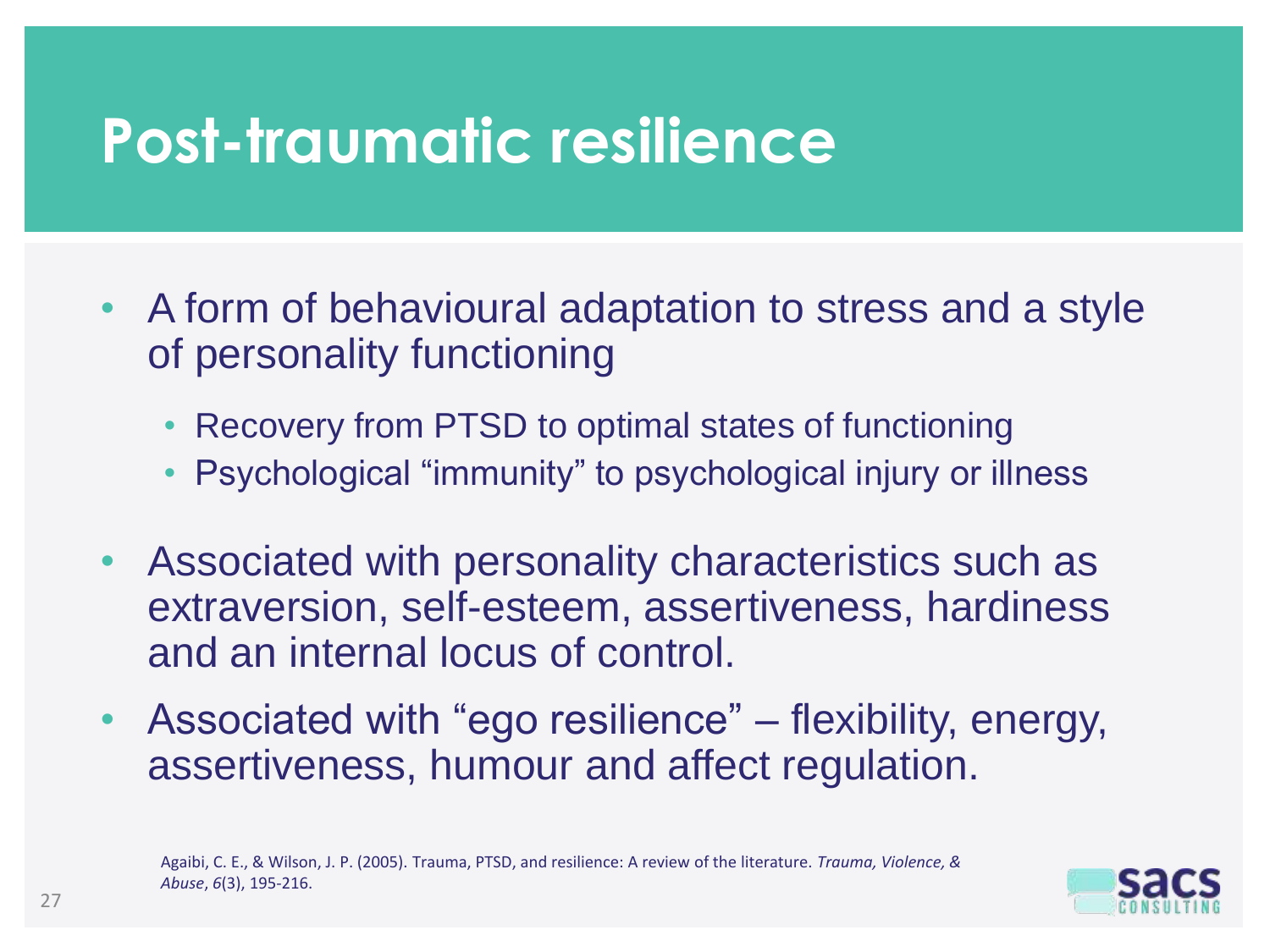# Post-traumatic resilience

- A form of behavioural adaptation to stress and a style of personality functioning
  - Recovery from PTSD to optimal states of functioning
  - Psychological "immunity" to psychological injury or illness
- Associated with personality characteristics such as extraversion, self-esteem, assertiveness, hardiness and an internal locus of control.
- Associated with "ego resilience" – flexibility, energy, assertiveness, humour and affect regulation.

Agaibi, C. E., & Wilson, J. P. (2005). Trauma, PTSD, and resilience: A review of the literature. *Trauma, Violence, & Abuse*, *6*(3), 195-216.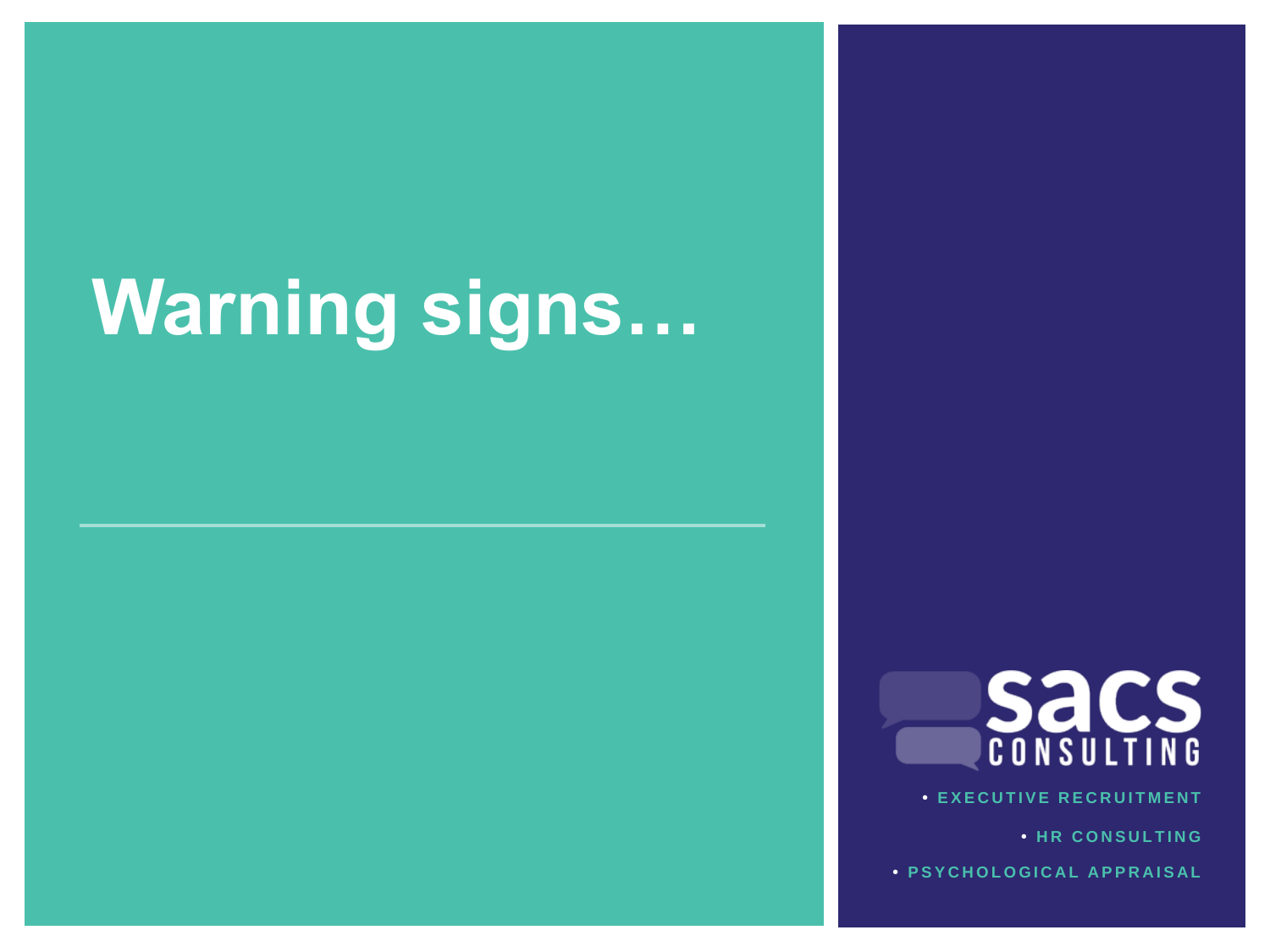# Warning signs…

sacs CONSULTING

- EXECUTIVE RECRUITMENT
- HR CONSULTING
- PSYCHOLOGICAL APPRAISAL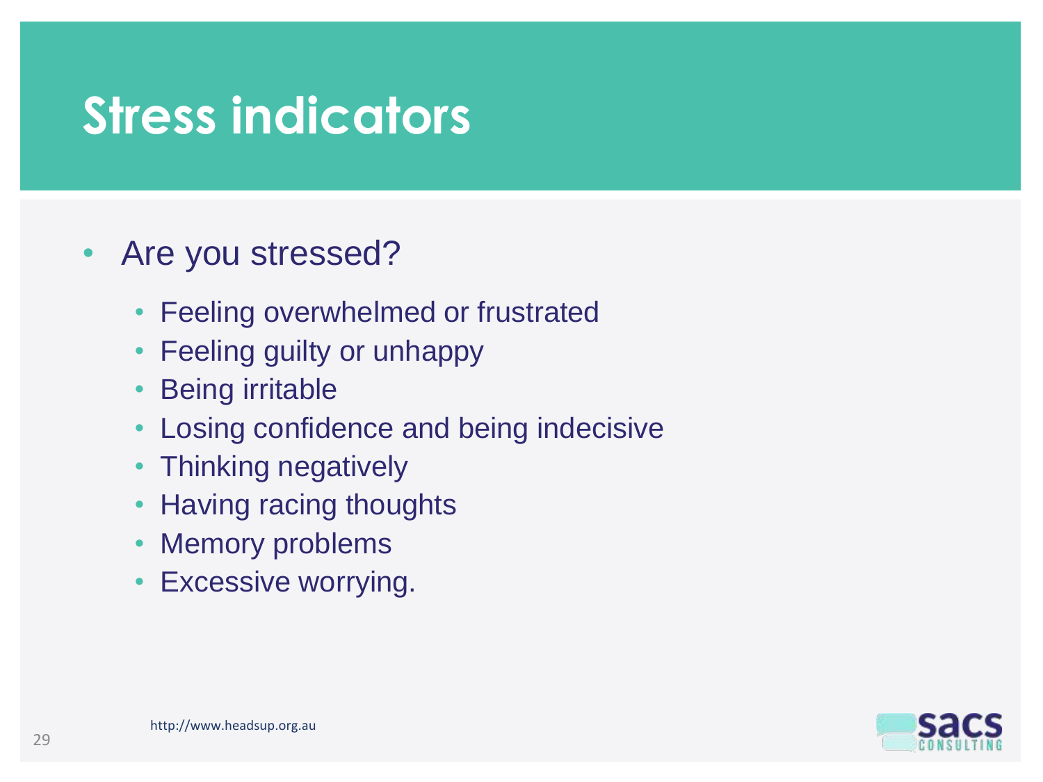# Stress indicators

- Are you stressed?
  - Feeling overwhelmed or frustrated
  - Feeling guilty or unhappy
  - Being irritable
  - Losing confidence and being indecisive
  - Thinking negatively
  - Having racing thoughts
  - Memory problems
  - Excessive worrying.

http://www.headsup.org.au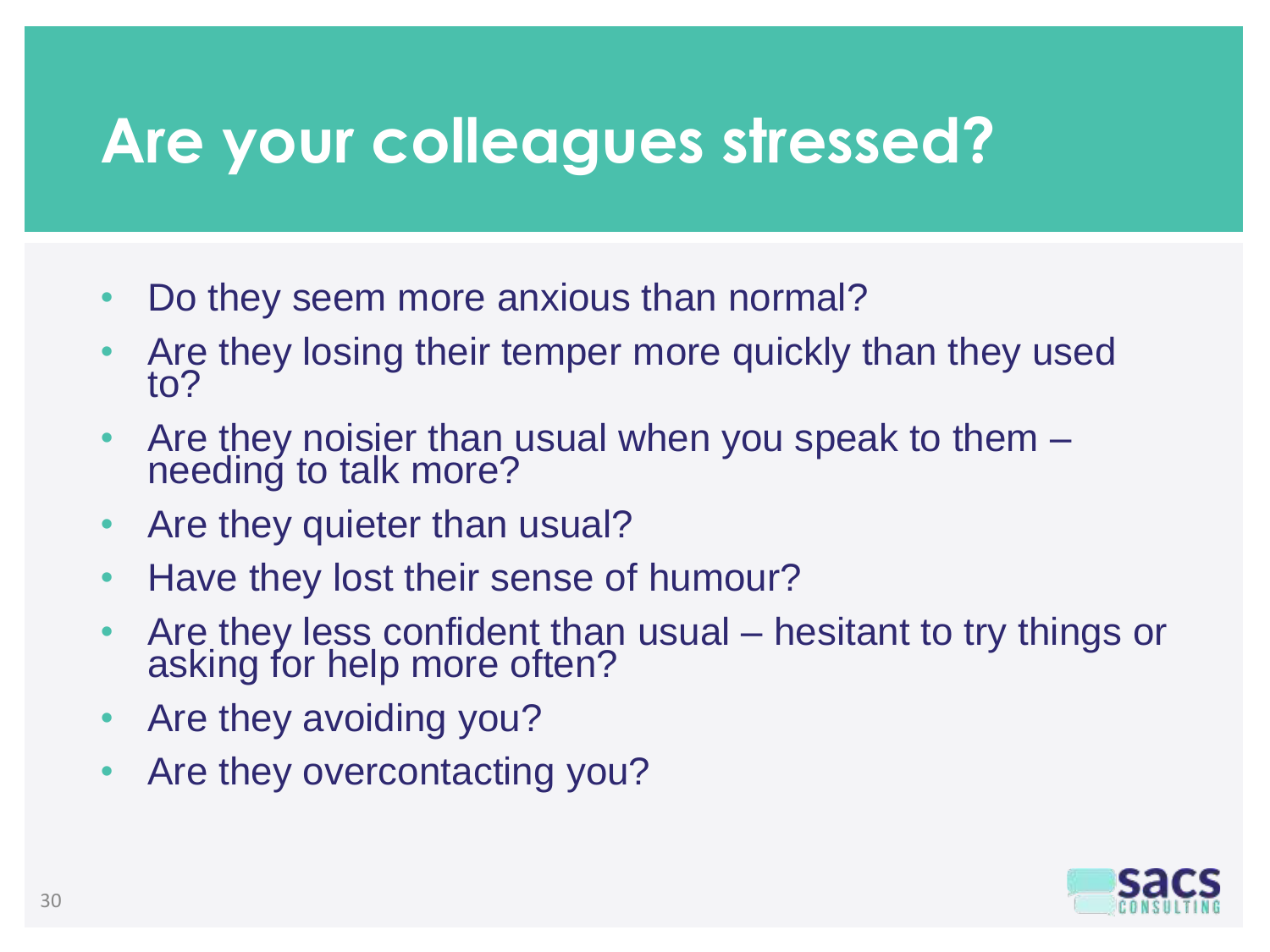# Are your colleagues stressed?

- Do they seem more anxious than normal?
- Are they losing their temper more quickly than they used to?
- Are they noisier than usual when you speak to them – needing to talk more?
- Are they quieter than usual?
- Have they lost their sense of humour?
- Are they less confident than usual – hesitant to try things or asking for help more often?
- Are they avoiding you?
- Are they overcontacting you?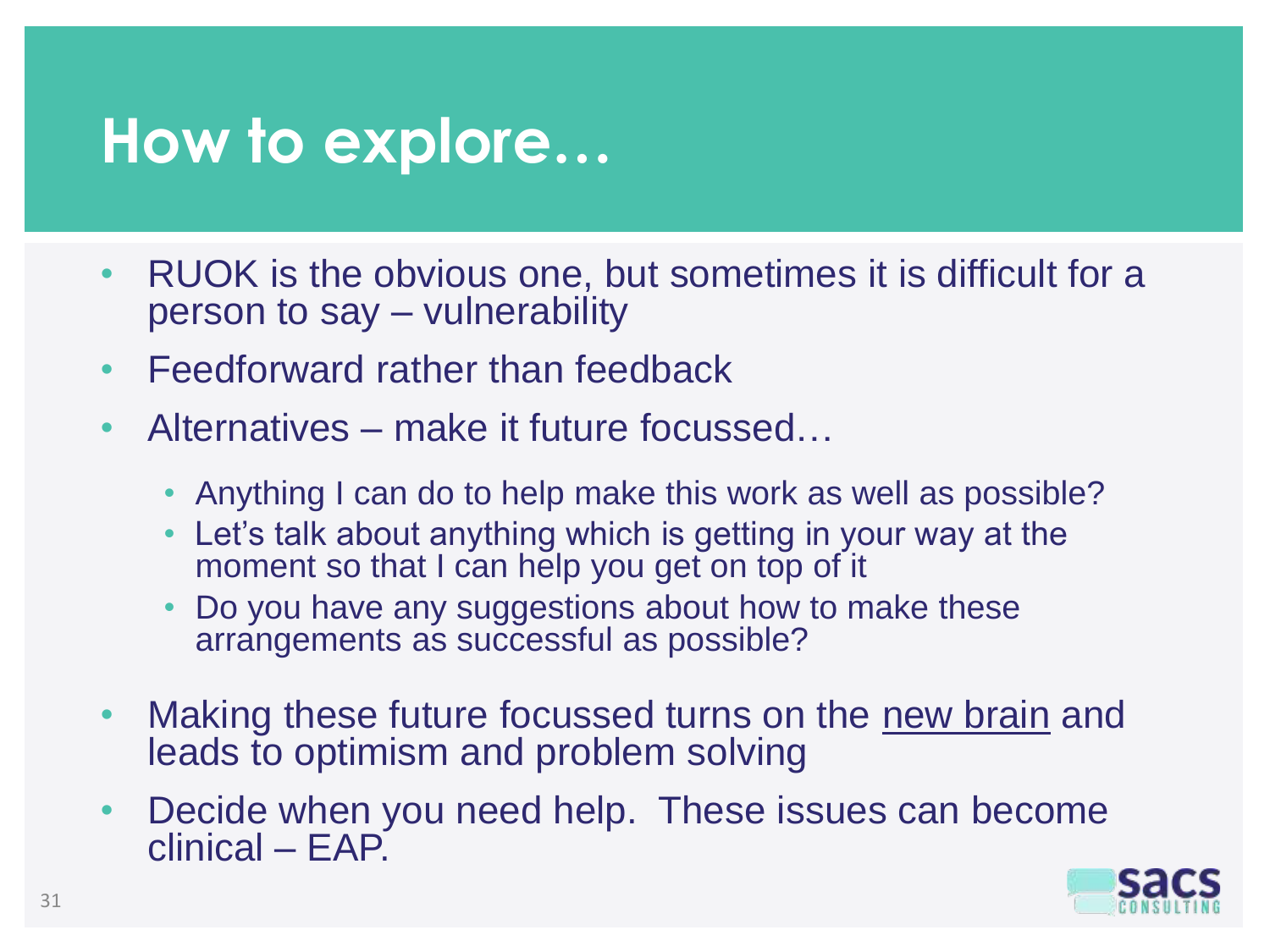# How to explore…

- RUOK is the obvious one, but sometimes it is difficult for a person to say – vulnerability
- Feedforward rather than feedback
- Alternatives – make it future focussed…
  - Anything I can do to help make this work as well as possible?
  - Let's talk about anything which is getting in your way at the moment so that I can help you get on top of it
  - Do you have any suggestions about how to make these arrangements as successful as possible?
- Making these future focussed turns on the new brain and leads to optimism and problem solving
- Decide when you need help. These issues can become clinical – EAP.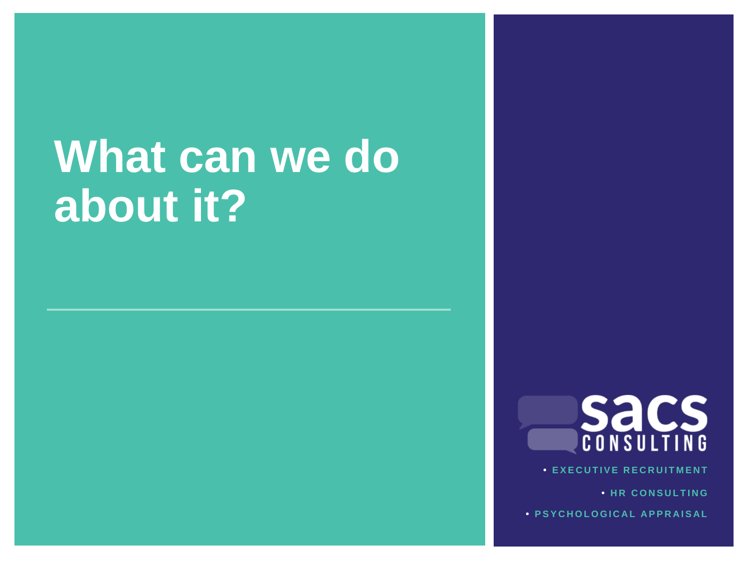# What can we do about it?

sacs CONSULTING

- EXECUTIVE RECRUITMENT
- HR CONSULTING
- PSYCHOLOGICAL APPRAISAL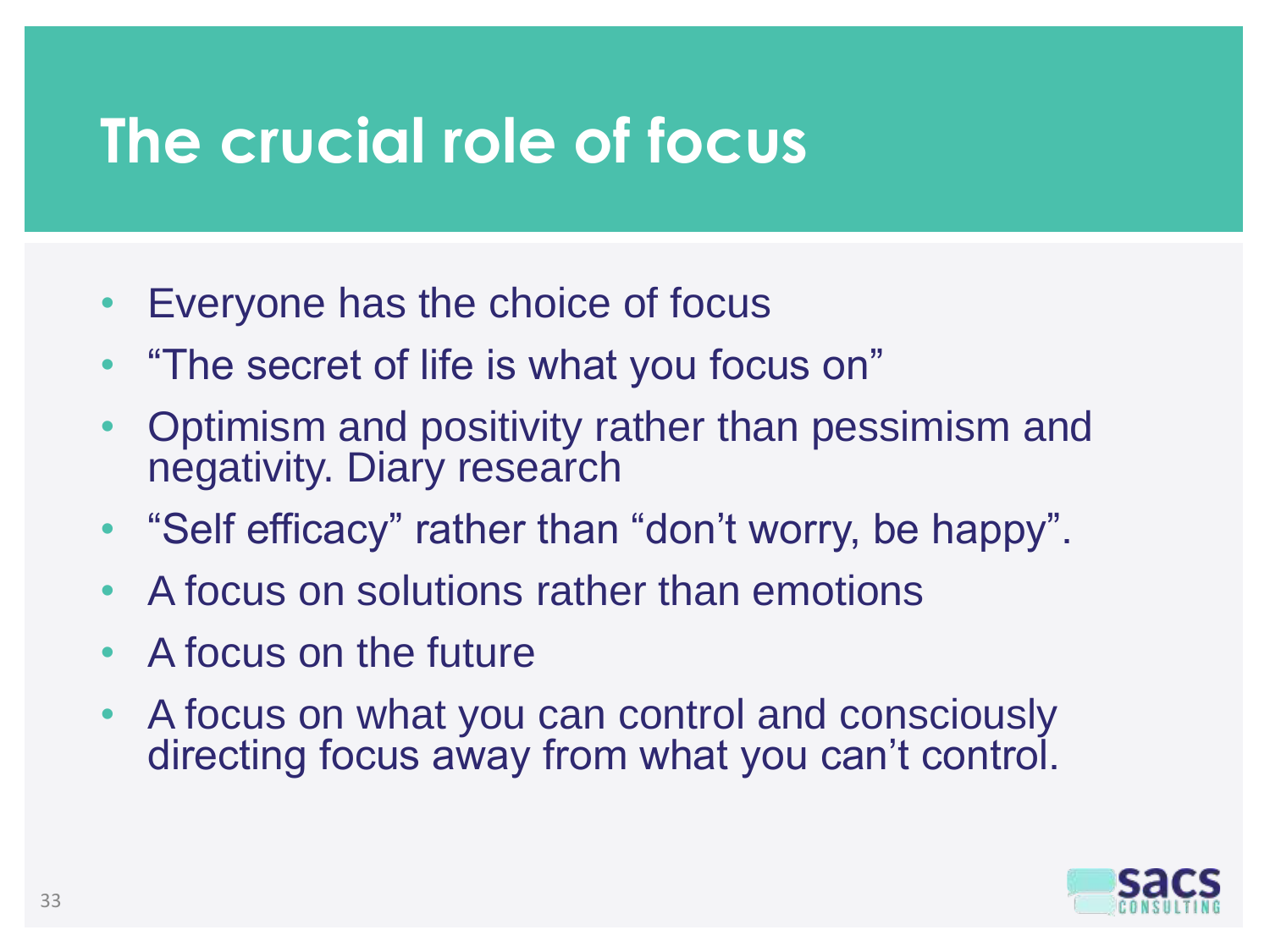# The crucial role of focus

- Everyone has the choice of focus
- "The secret of life is what you focus on"
- Optimism and positivity rather than pessimism and negativity. Diary research
- "Self efficacy" rather than "don't worry, be happy".
- A focus on solutions rather than emotions
- A focus on the future
- A focus on what you can control and consciously directing focus away from what you can't control.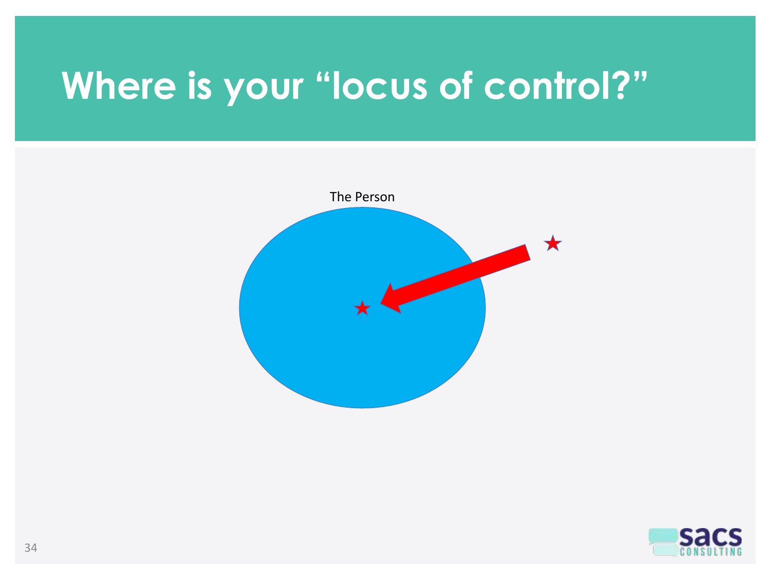# Where is your "locus of control?"

The Person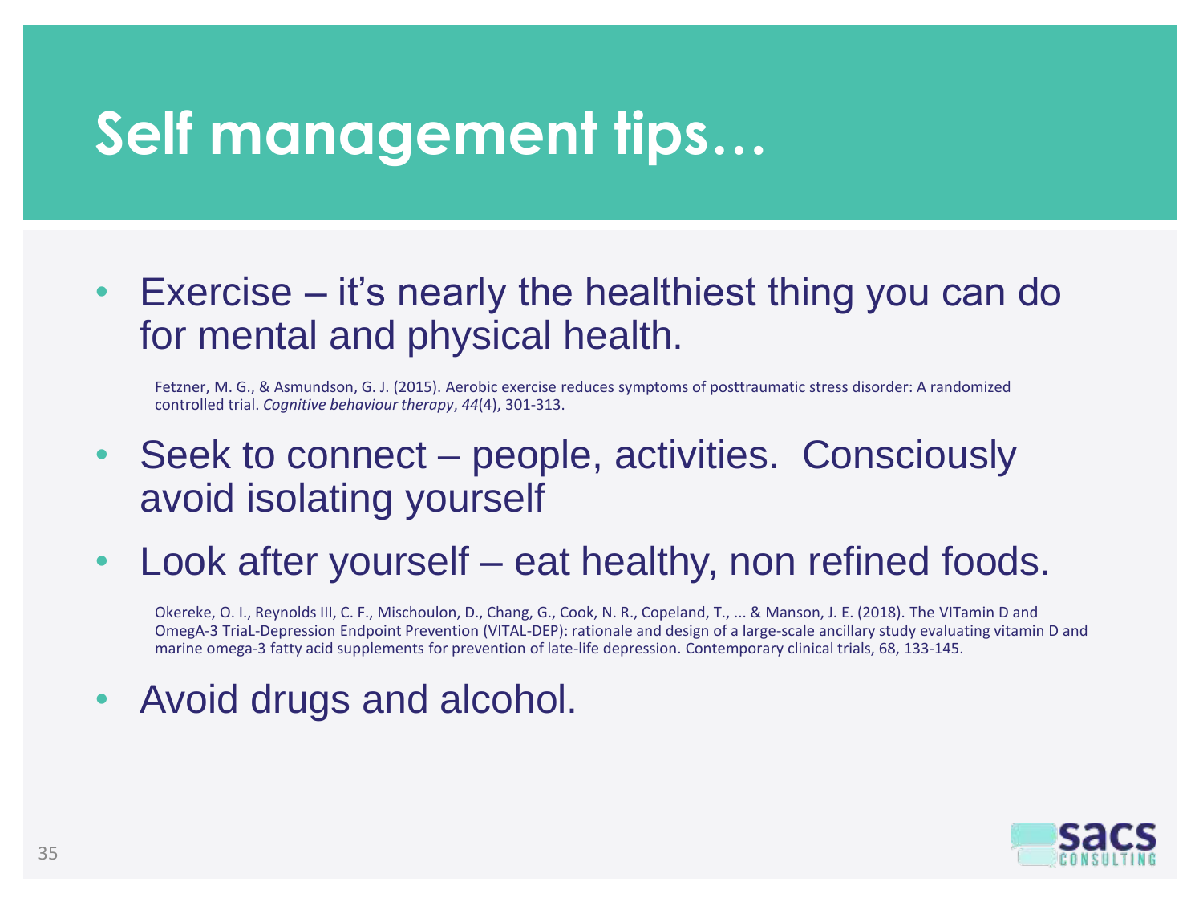# Self management tips…

- Exercise – it's nearly the healthiest thing you can do for mental and physical health.

  Fetzner, M. G., & Asmundson, G. J. (2015). Aerobic exercise reduces symptoms of posttraumatic stress disorder: A randomized controlled trial. *Cognitive behaviour therapy*, *44*(4), 301-313.

- Seek to connect – people, activities. Consciously avoid isolating yourself

- Look after yourself – eat healthy, non refined foods.

  Okereke, O. I., Reynolds III, C. F., Mischoulon, D., Chang, G., Cook, N. R., Copeland, T., ... & Manson, J. E. (2018). The VITamin D and OmegA-3 TriaL-Depression Endpoint Prevention (VITAL-DEP): rationale and design of a large-scale ancillary study evaluating vitamin D and marine omega-3 fatty acid supplements for prevention of late-life depression. Contemporary clinical trials, 68, 133-145.

- Avoid drugs and alcohol.

sacs CONSULTING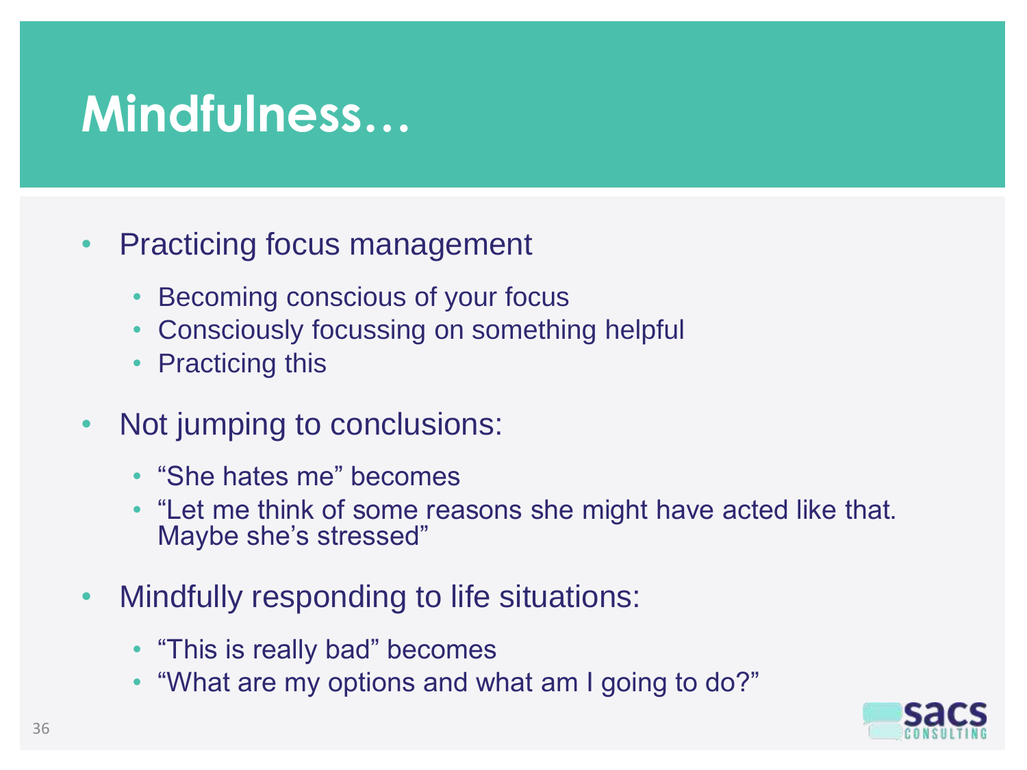# Mindfulness…

- Practicing focus management
  - Becoming conscious of your focus
  - Consciously focussing on something helpful
  - Practicing this
- Not jumping to conclusions:
  - "She hates me" becomes
  - "Let me think of some reasons she might have acted like that. Maybe she's stressed"
- Mindfully responding to life situations:
  - "This is really bad" becomes
  - "What are my options and what am I going to do?"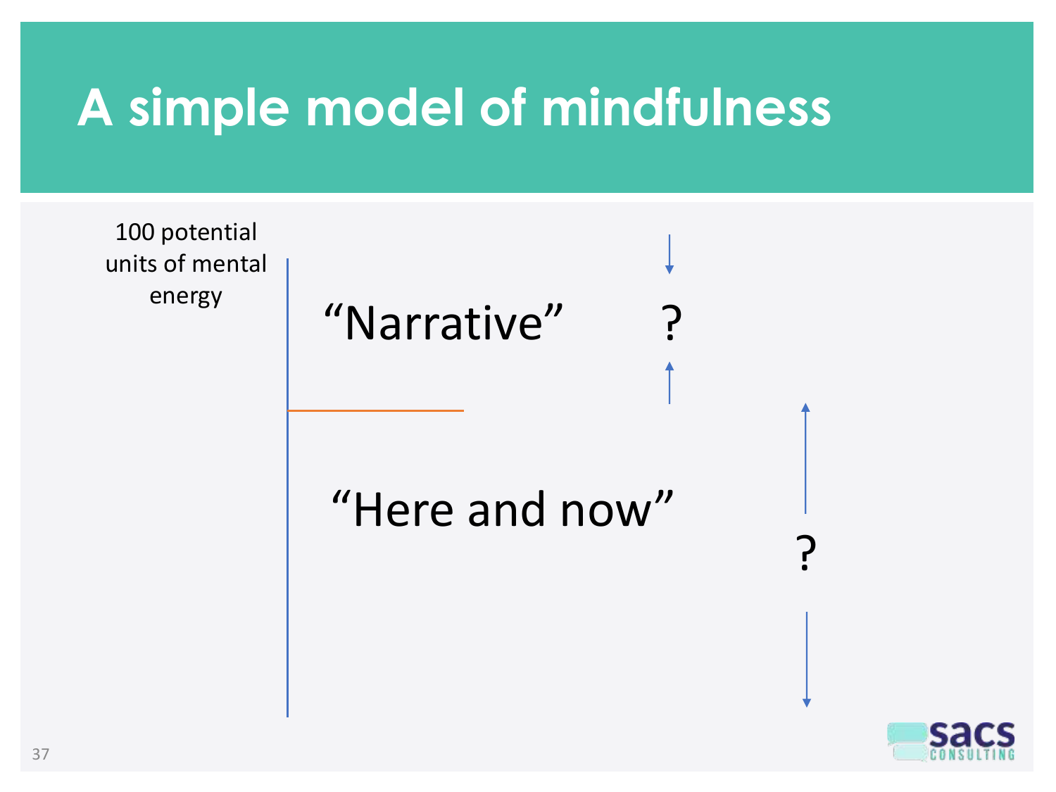# A simple model of mindfulness

100 potential units of mental energy

"Narrative" ?

"Here and now" ?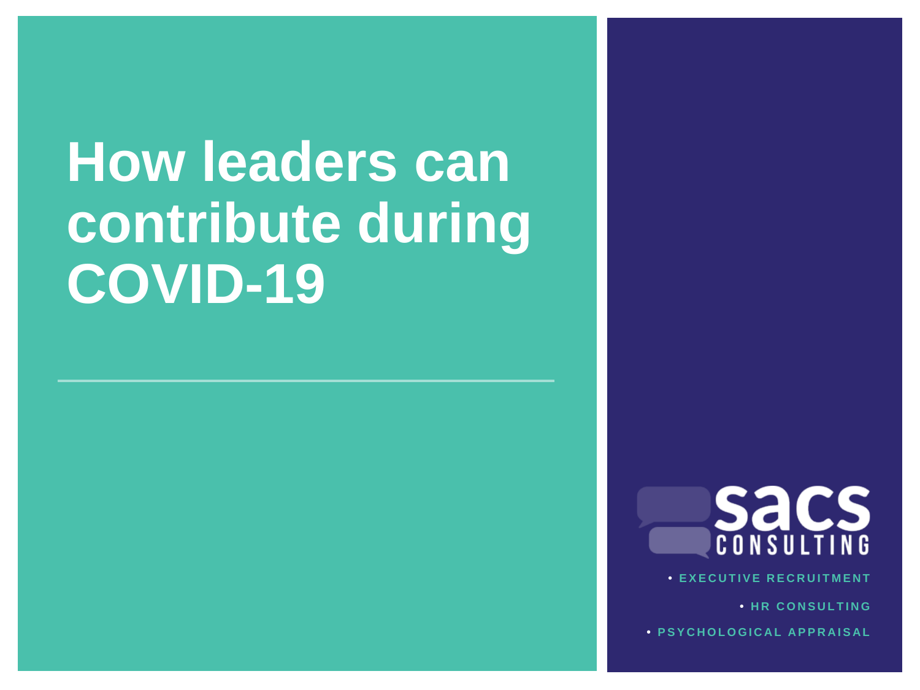# How leaders can contribute during COVID-19

sacs CONSULTING

- EXECUTIVE RECRUITMENT
- HR CONSULTING
- PSYCHOLOGICAL APPRAISAL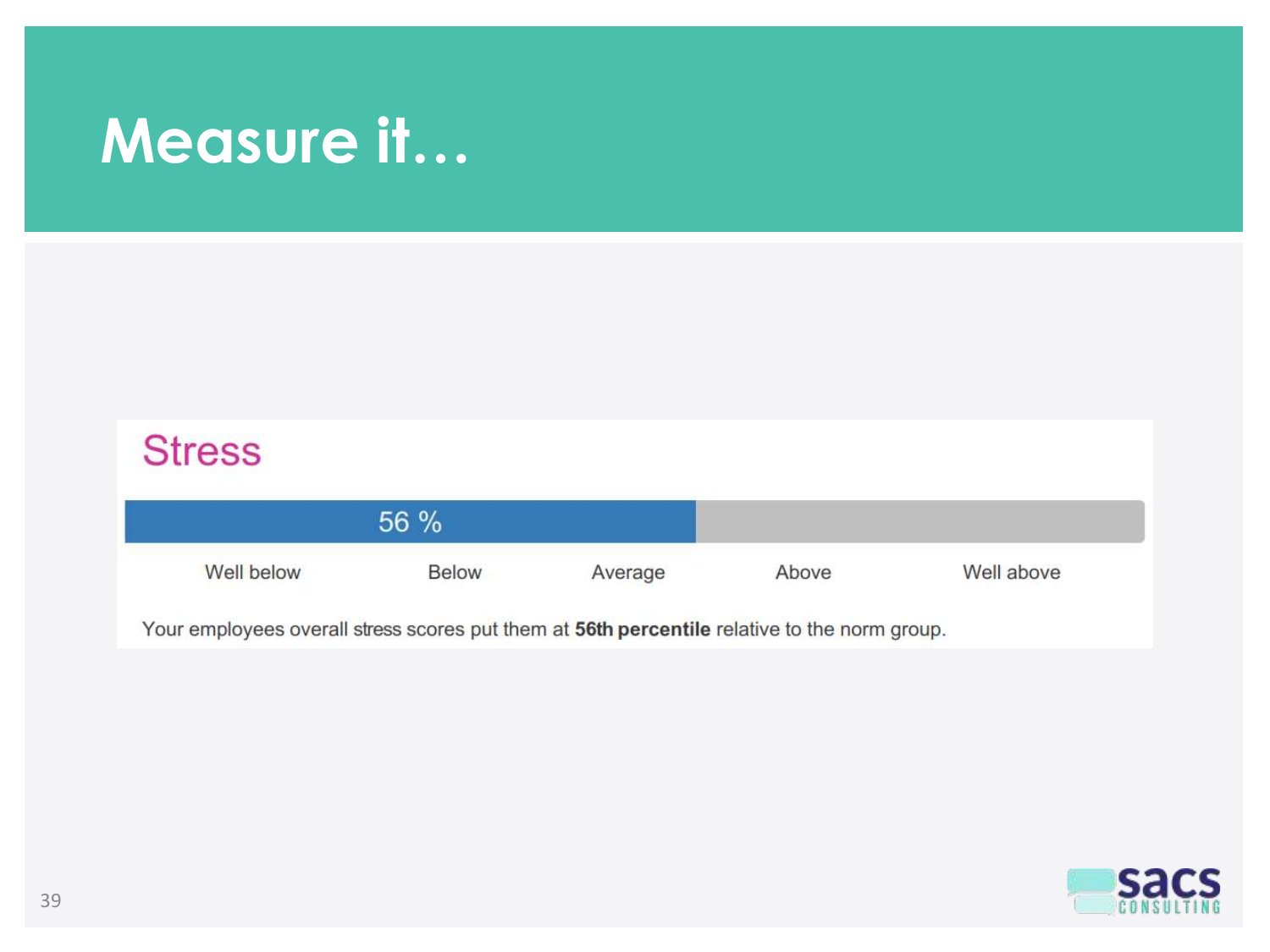# Measure it…

## Stress

56 %

Well below | Below | Average | Above | Well above

Your employees overall stress scores put them at **56th percentile** relative to the norm group.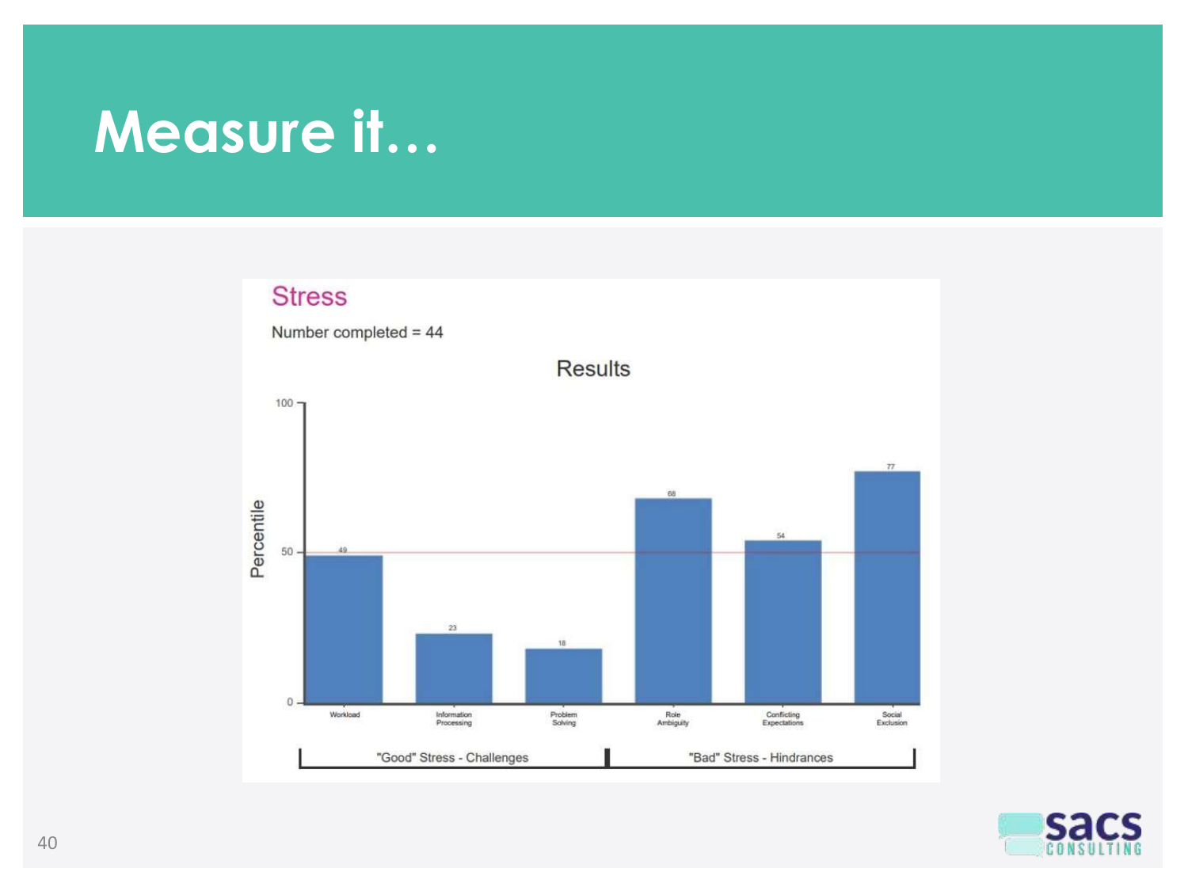# Measure it…

## Stress

Number completed = 44

Results

| | Workload | Information Processing | Problem Solving | Role Ambiguity | Conflicting Expectations | Social Exclusion |
|---|---|---|---|---|---|---|
| Percentile | 49 | 23 | 18 | 68 | 54 | 77 |

"Good" Stress - Challenges: Workload, Information Processing, Problem Solving

"Bad" Stress - Hindrances: Role Ambiguity, Conflicting Expectations, Social Exclusion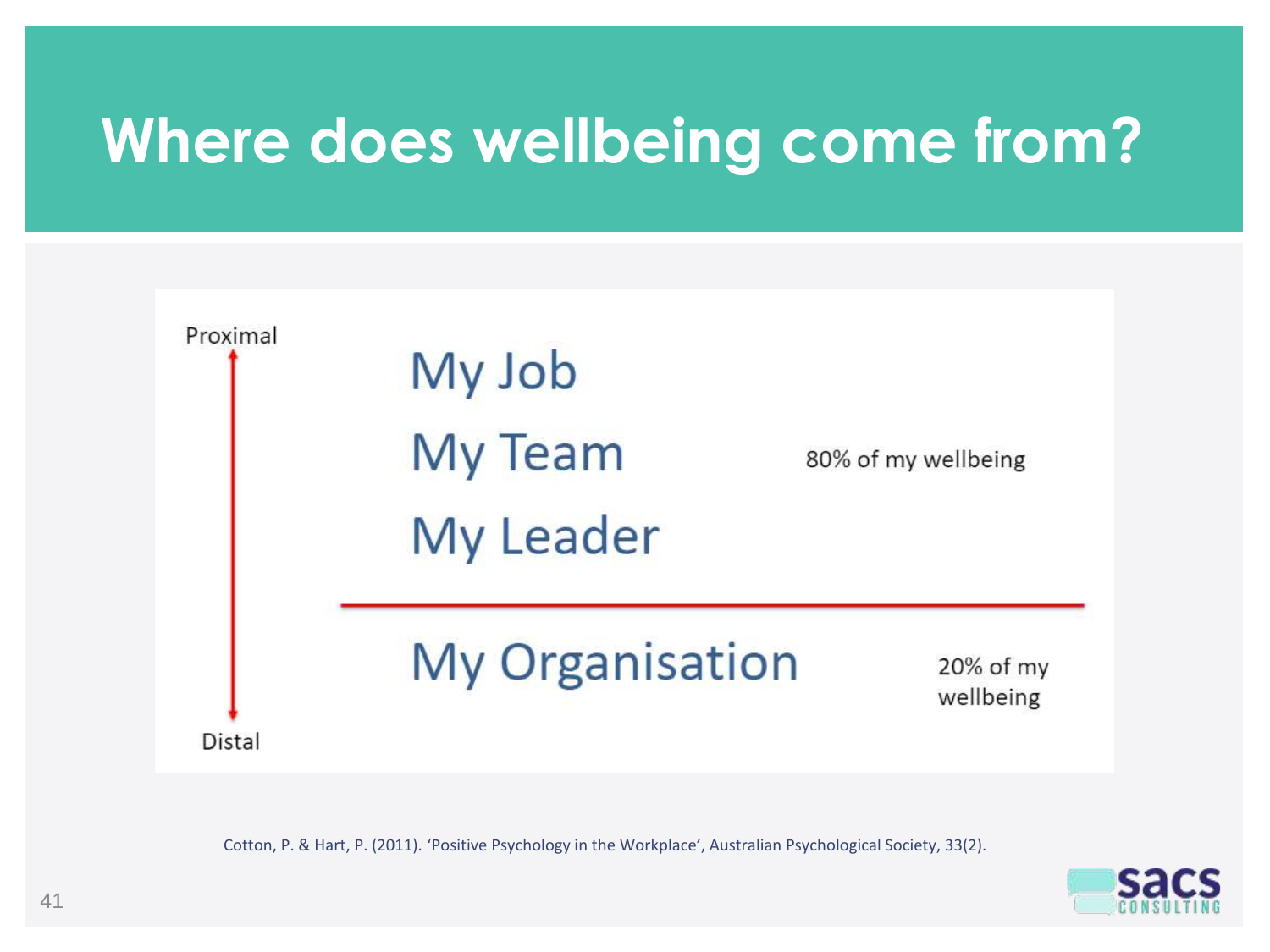# Where does wellbeing come from?

Proximal

↕

Distal

My Job

My Team

My Leader

80% of my wellbeing

---

My Organisation

20% of my wellbeing

Cotton, P. & Hart, P. (2011). 'Positive Psychology in the Workplace', Australian Psychological Society, 33(2).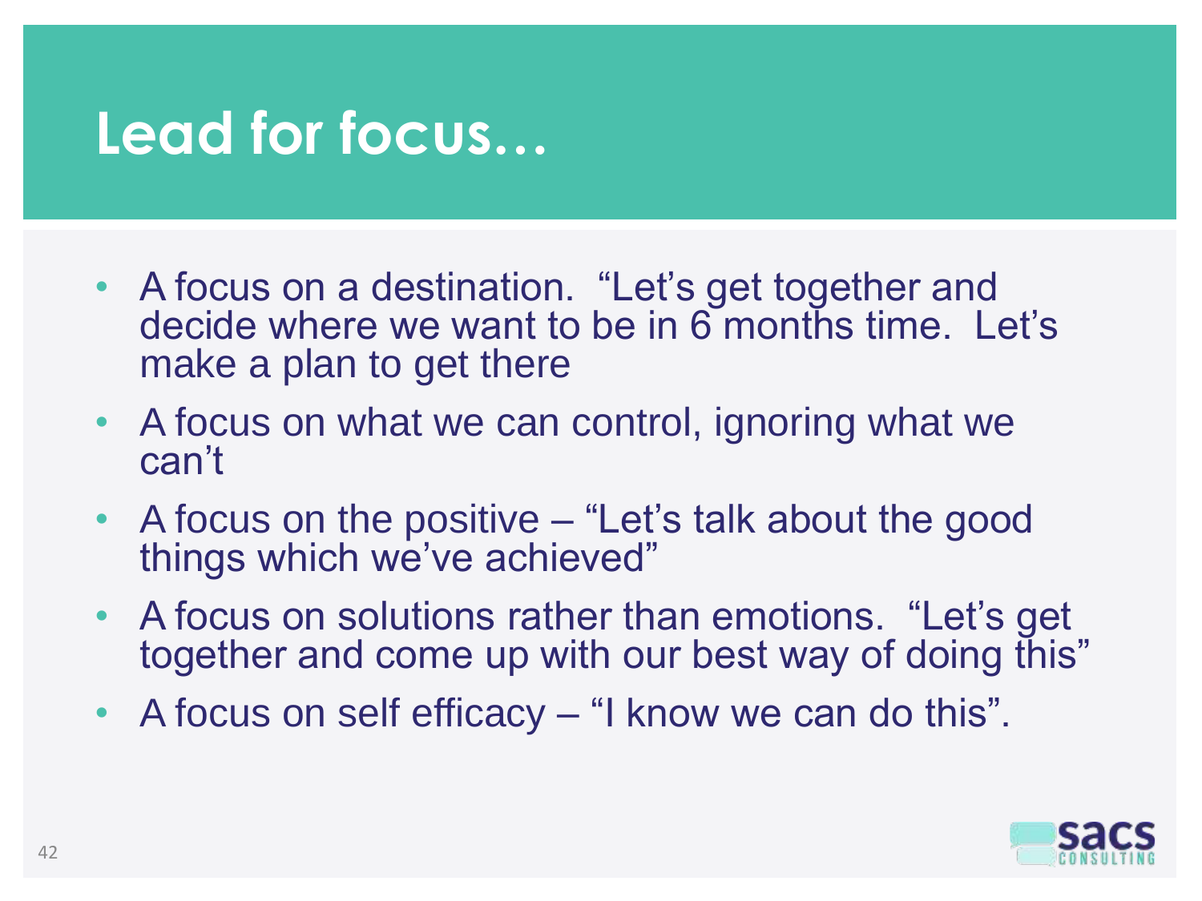# Lead for focus…

- A focus on a destination. "Let's get together and decide where we want to be in 6 months time. Let's make a plan to get there
- A focus on what we can control, ignoring what we can't
- A focus on the positive – "Let's talk about the good things which we've achieved"
- A focus on solutions rather than emotions. "Let's get together and come up with our best way of doing this"
- A focus on self efficacy – "I know we can do this".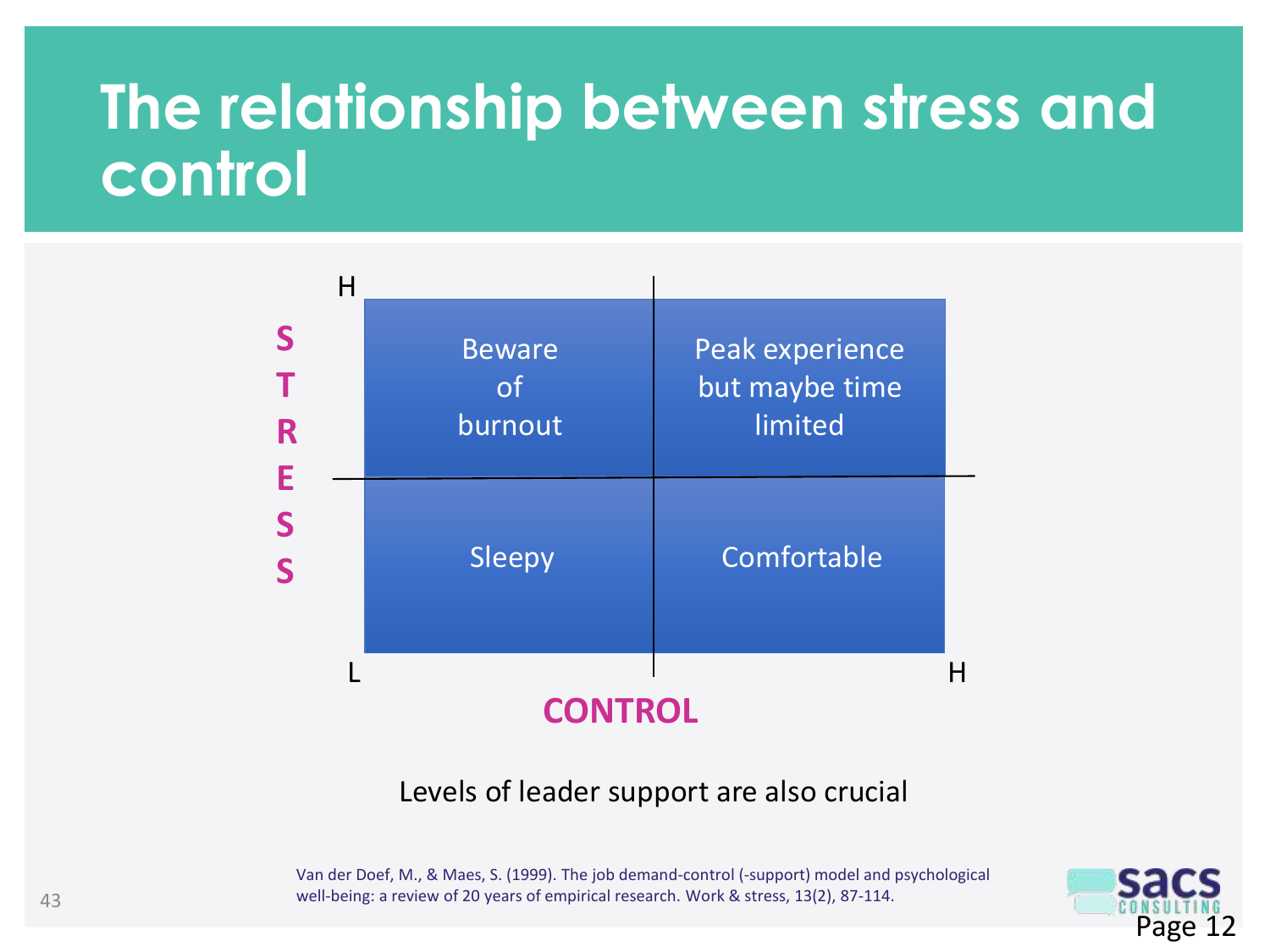# The relationship between stress and control

| STRESS | L (Control) | H (Control) |
|---|---|---|
| H | Beware of burnout | Peak experience but maybe time limited |
| L | Sleepy | Comfortable |

CONTROL

Levels of leader support are also crucial

Van der Doef, M., & Maes, S. (1999). The job demand-control (-support) model and psychological well-being: a review of 20 years of empirical research. Work & stress, 13(2), 87-114.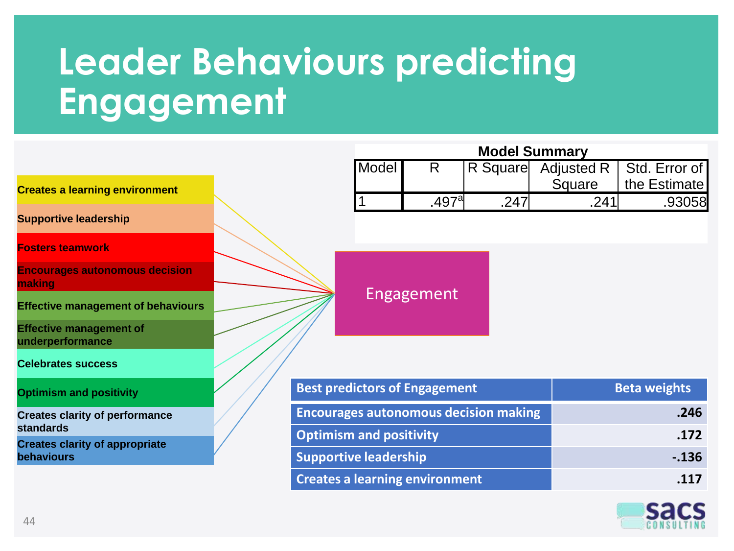# Leader Behaviours predicting Engagement

- Creates a learning environment
- Supportive leadership
- Fosters teamwork
- Encourages autonomous decision making
- Effective management of behaviours
- Effective management of underperformance
- Celebrates success
- Optimism and positivity
- Creates clarity of performance standards
- Creates clarity of appropriate behaviours

→ Engagement

**Model Summary**

| Model | R | R Square | Adjusted R Square | Std. Error of the Estimate |
|---|---|---|---|---|
| 1 | .497[a] | .247 | .241 | .93058 |

| Best predictors of Engagement | Beta weights |
|---|---|
| Encourages autonomous decision making | .246 |
| Optimism and positivity | .172 |
| Supportive leadership | -.136 |
| Creates a learning environment | .117 |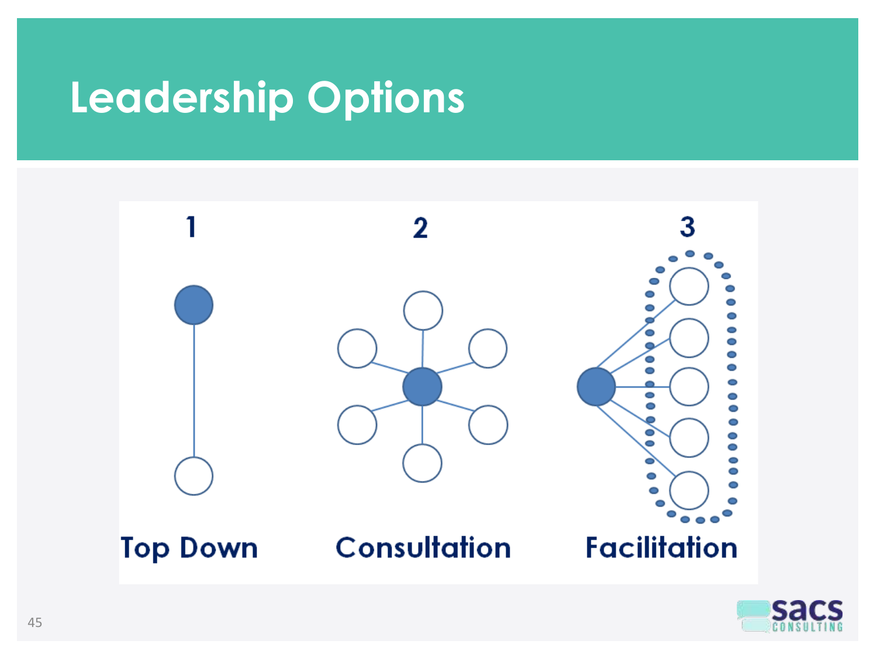# Leadership Options

1

Top Down

2

Consultation

3

Facilitation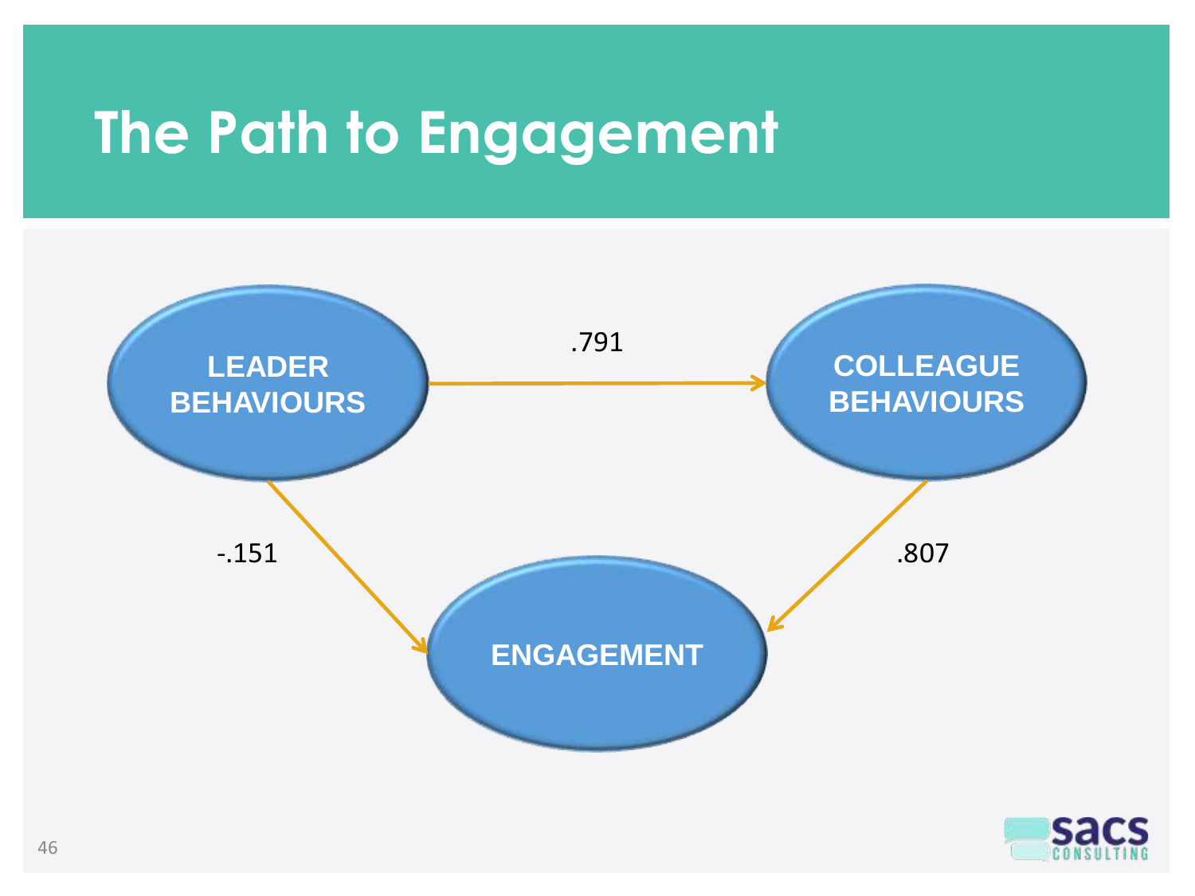# The Path to Engagement

LEADER BEHAVIOURS → COLLEAGUE BEHAVIOURS: .791

LEADER BEHAVIOURS → ENGAGEMENT: -.151

COLLEAGUE BEHAVIOURS → ENGAGEMENT: .807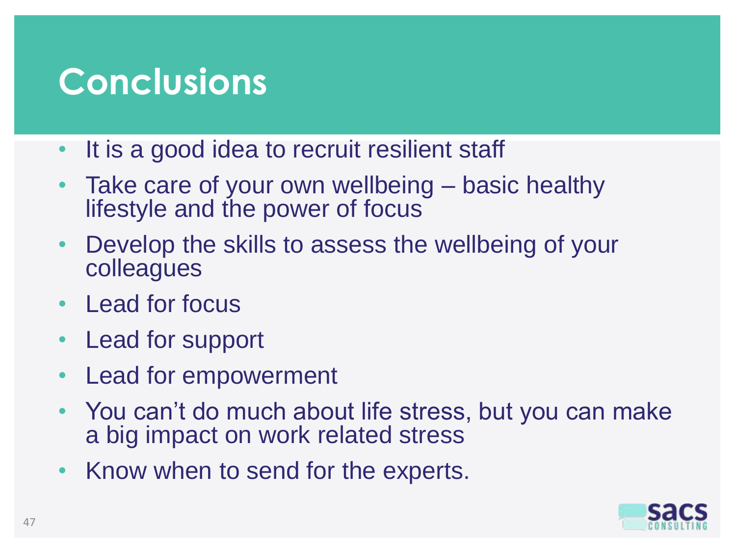# Conclusions

- It is a good idea to recruit resilient staff
- Take care of your own wellbeing – basic healthy lifestyle and the power of focus
- Develop the skills to assess the wellbeing of your colleagues
- Lead for focus
- Lead for support
- Lead for empowerment
- You can't do much about life stress, but you can make a big impact on work related stress
- Know when to send for the experts.